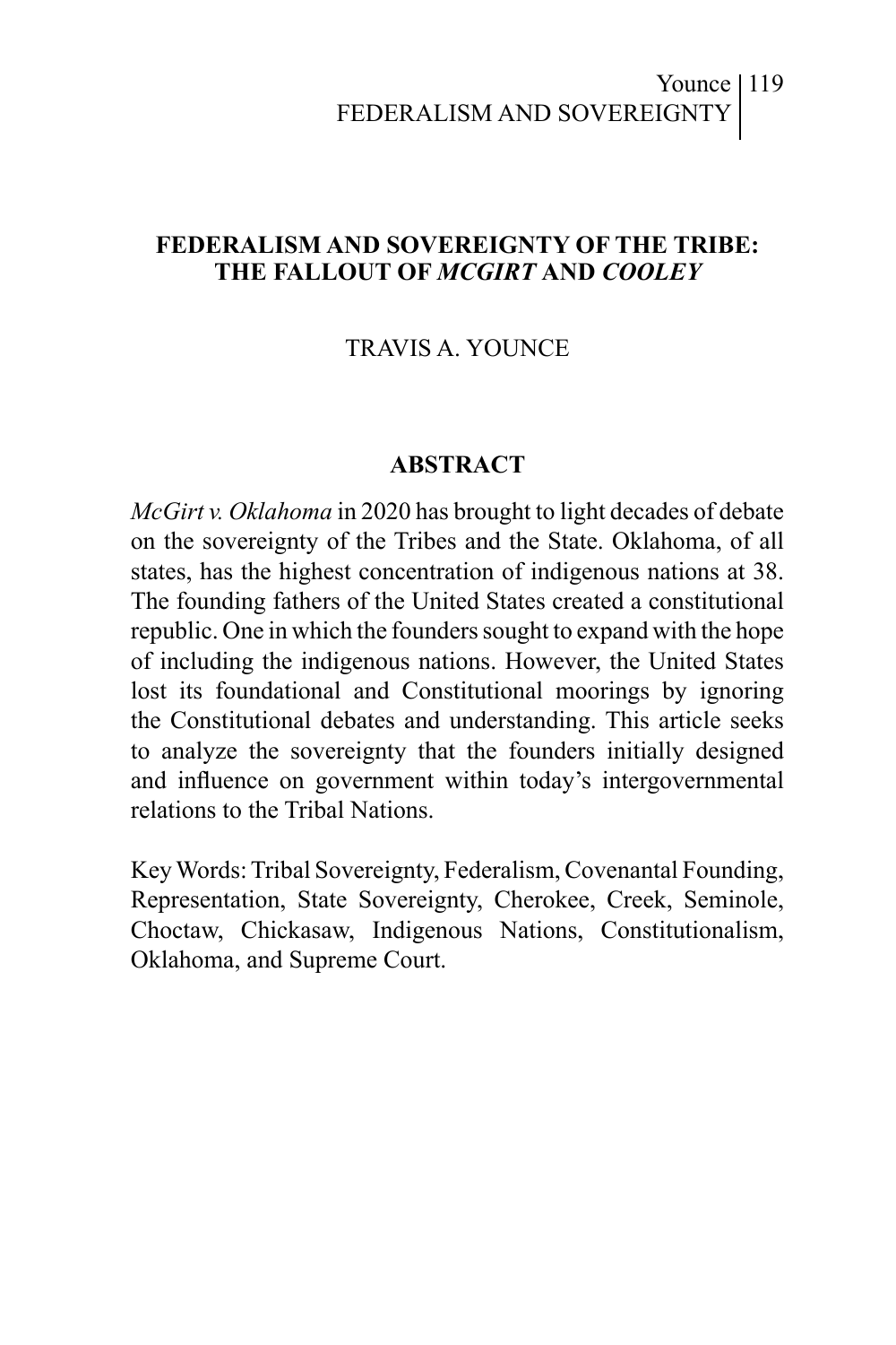# FEDERALISM AND SOVEREIGNTY OF THE TRIBE: THE FALLOUT OF *MCGIRT* AND *COOLEY*

TRAVIS A. YOUNCE

## ABSTRACT

*McGirt v. Oklahoma* in 2020 has brought to light decades of debate on the sovereignty of the Tribes and the State. Oklahoma, of all states, has the highest concentration of indigenous nations at 38. The founding fathers of the United States created a constitutional republic. One in which the founders sought to expand with the hope of including the indigenous nations. However, the United States lost its foundational and Constitutional moorings by ignoring the Constitutional debates and understanding. This article seeks to analyze the sovereignty that the founders initially designed and influence on government within today's intergovernmental relations to the Tribal Nations.

Key Words: Tribal Sovereignty, Federalism, Covenantal Founding, Representation, State Sovereignty, Cherokee, Creek, Seminole, Choctaw, Chickasaw, Indigenous Nations, Constitutionalism, Oklahoma, and Supreme Court.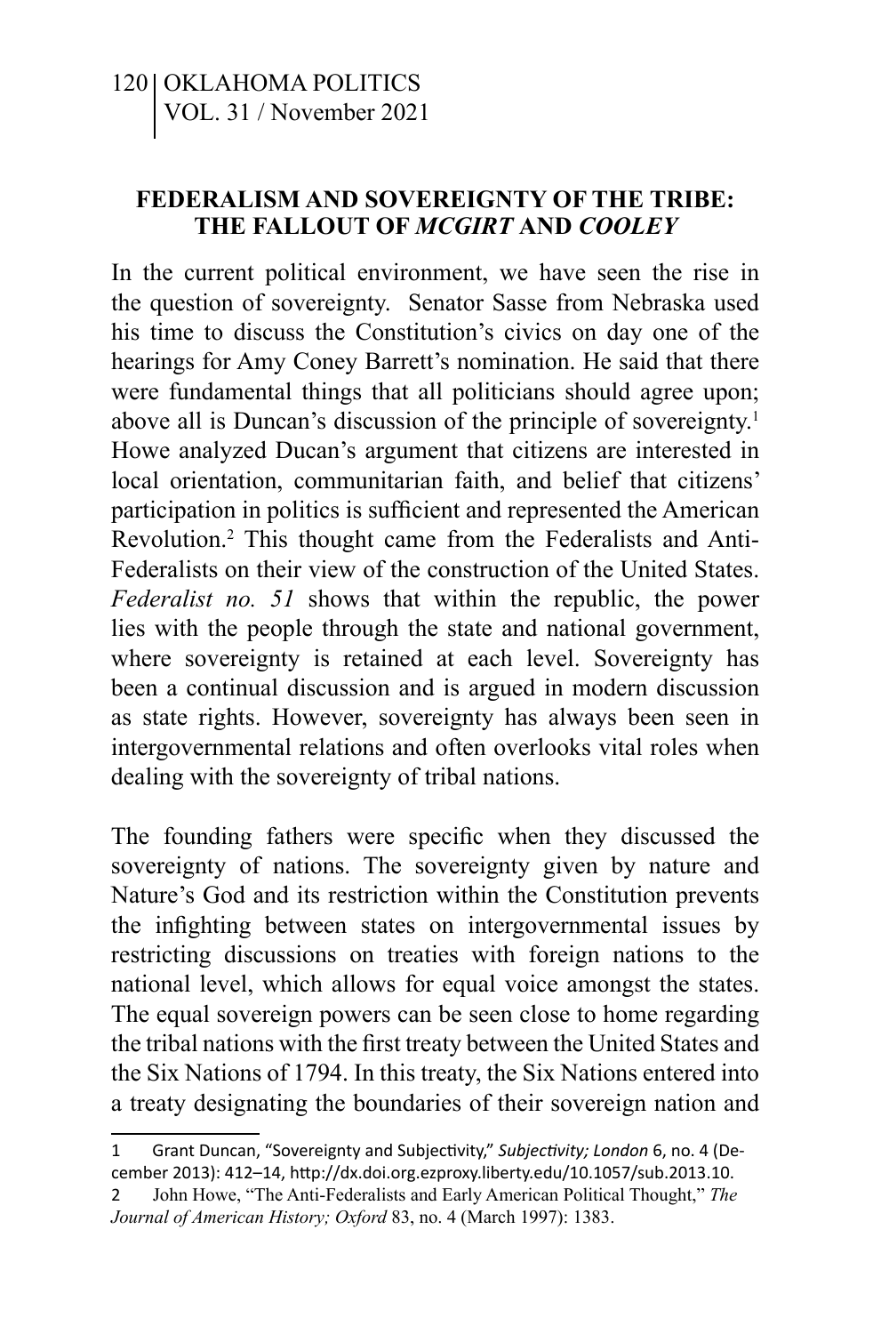## FEDERALISM AND SOVEREIGNTY OF THE TRIBE: THE FALLOUT OF *MCGIRT* AND *COOLEY*

In the current political environment, we have seen the rise in the question of sovereignty. Senator Sasse from Nebraska used his time to discuss the Constitution's civics on day one of the hearings for Amy Coney Barrett's nomination. He said that there were fundamental things that all politicians should agree upon; above all is Duncan's discussion of the principle of sovereignty.[1] Howe analyzed Ducan's argument that citizens are interested in local orientation, communitarian faith, and belief that citizens' participation in politics is sufficient and represented the American Revolution.[2] This thought came from the Federalists and Anti-Federalists on their view of the construction of the United States. *Federalist no. 51* shows that within the republic, the power lies with the people through the state and national government, where sovereignty is retained at each level. Sovereignty has been a continual discussion and is argued in modern discussion as state rights. However, sovereignty has always been seen in intergovernmental relations and often overlooks vital roles when dealing with the sovereignty of tribal nations.

The founding fathers were specific when they discussed the sovereignty of nations. The sovereignty given by nature and Nature's God and its restriction within the Constitution prevents the infighting between states on intergovernmental issues by restricting discussions on treaties with foreign nations to the national level, which allows for equal voice amongst the states. The equal sovereign powers can be seen close to home regarding the tribal nations with the first treaty between the United States and the Six Nations of 1794. In this treaty, the Six Nations entered into a treaty designating the boundaries of their sovereign nation and

---

1 Grant Duncan, "Sovereignty and Subjectivity," *Subjectivity; London* 6, no. 4 (December 2013): 412–14, http://dx.doi.org.ezproxy.liberty.edu/10.1057/sub.2013.10.

2 John Howe, "The Anti-Federalists and Early American Political Thought," *The Journal of American History; Oxford* 83, no. 4 (March 1997): 1383.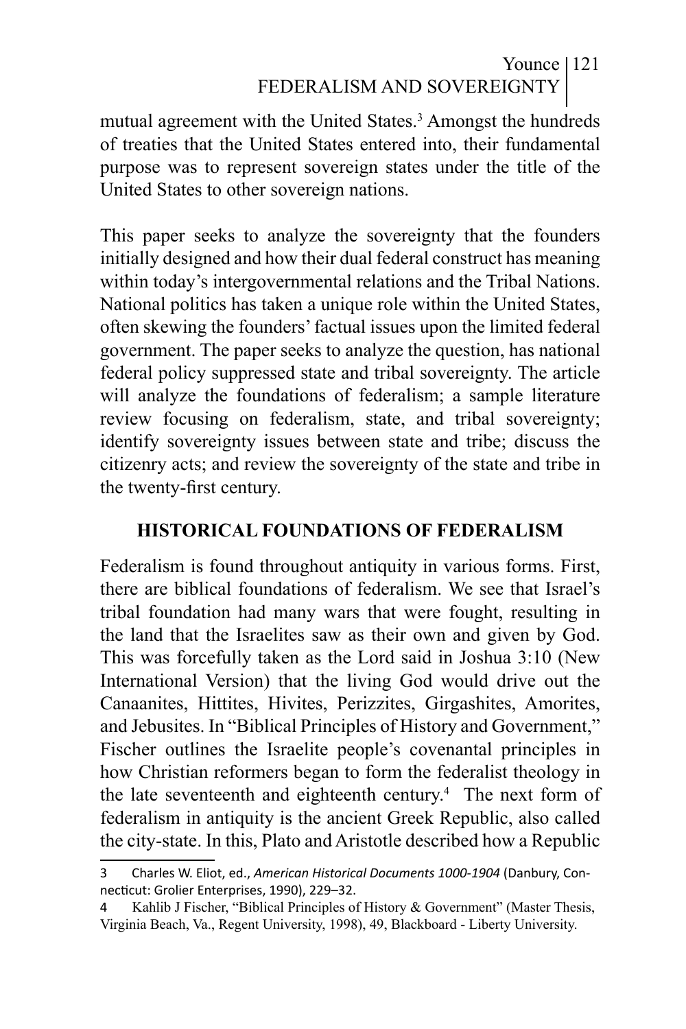mutual agreement with the United States.[3] Amongst the hundreds of treaties that the United States entered into, their fundamental purpose was to represent sovereign states under the title of the United States to other sovereign nations.

This paper seeks to analyze the sovereignty that the founders initially designed and how their dual federal construct has meaning within today's intergovernmental relations and the Tribal Nations. National politics has taken a unique role within the United States, often skewing the founders' factual issues upon the limited federal government. The paper seeks to analyze the question, has national federal policy suppressed state and tribal sovereignty. The article will analyze the foundations of federalism; a sample literature review focusing on federalism, state, and tribal sovereignty; identify sovereignty issues between state and tribe; discuss the citizenry acts; and review the sovereignty of the state and tribe in the twenty-first century.

## HISTORICAL FOUNDATIONS OF FEDERALISM

Federalism is found throughout antiquity in various forms. First, there are biblical foundations of federalism. We see that Israel's tribal foundation had many wars that were fought, resulting in the land that the Israelites saw as their own and given by God. This was forcefully taken as the Lord said in Joshua 3:10 (New International Version) that the living God would drive out the Canaanites, Hittites, Hivites, Perizzites, Girgashites, Amorites, and Jebusites. In "Biblical Principles of History and Government," Fischer outlines the Israelite people's covenantal principles in how Christian reformers began to form the federalist theology in the late seventeenth and eighteenth century.[4] The next form of federalism in antiquity is the ancient Greek Republic, also called the city-state. In this, Plato and Aristotle described how a Republic

---

3 Charles W. Eliot, ed., *American Historical Documents 1000-1904* (Danbury, Connecticut: Grolier Enterprises, 1990), 229–32.

4 Kahlib J Fischer, "Biblical Principles of History & Government" (Master Thesis, Virginia Beach, Va., Regent University, 1998), 49, Blackboard - Liberty University.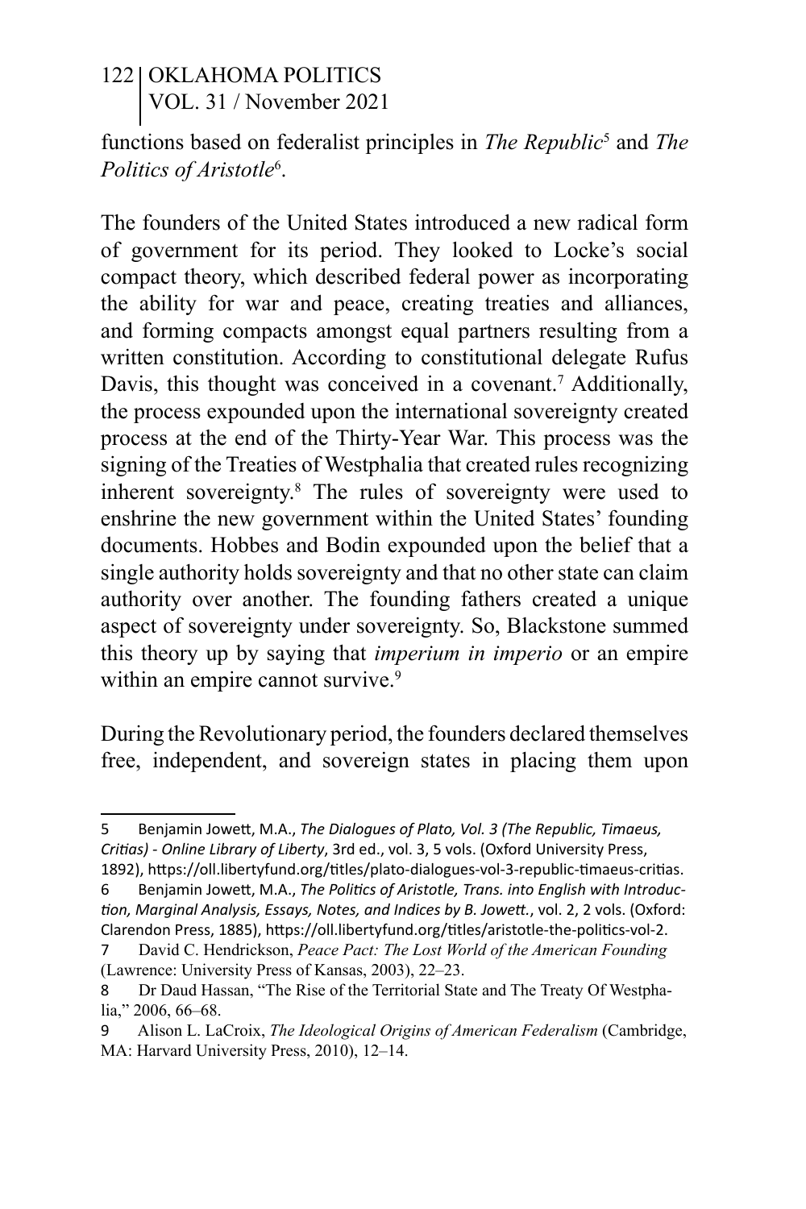functions based on federalist principles in *The Republic*[5] and *The Politics of Aristotle*[6].

The founders of the United States introduced a new radical form of government for its period. They looked to Locke's social compact theory, which described federal power as incorporating the ability for war and peace, creating treaties and alliances, and forming compacts amongst equal partners resulting from a written constitution. According to constitutional delegate Rufus Davis, this thought was conceived in a covenant.[7] Additionally, the process expounded upon the international sovereignty created process at the end of the Thirty-Year War. This process was the signing of the Treaties of Westphalia that created rules recognizing inherent sovereignty.[8] The rules of sovereignty were used to enshrine the new government within the United States' founding documents. Hobbes and Bodin expounded upon the belief that a single authority holds sovereignty and that no other state can claim authority over another. The founding fathers created a unique aspect of sovereignty under sovereignty. So, Blackstone summed this theory up by saying that *imperium in imperio* or an empire within an empire cannot survive.[9]

During the Revolutionary period, the founders declared themselves free, independent, and sovereign states in placing them upon

---

5 Benjamin Jowett, M.A., *The Dialogues of Plato, Vol. 3 (The Republic, Timaeus, Critias) - Online Library of Liberty*, 3rd ed., vol. 3, 5 vols. (Oxford University Press, 1892), https://oll.libertyfund.org/titles/plato-dialogues-vol-3-republic-timaeus-critias.

6 Benjamin Jowett, M.A., *The Politics of Aristotle, Trans. into English with Introduction, Marginal Analysis, Essays, Notes, and Indices by B. Jowett.*, vol. 2, 2 vols. (Oxford: Clarendon Press, 1885), https://oll.libertyfund.org/titles/aristotle-the-politics-vol-2.

7 David C. Hendrickson, *Peace Pact: The Lost World of the American Founding* (Lawrence: University Press of Kansas, 2003), 22–23.

8 Dr Daud Hassan, "The Rise of the Territorial State and The Treaty Of Westphalia," 2006, 66–68.

9 Alison L. LaCroix, *The Ideological Origins of American Federalism* (Cambridge, MA: Harvard University Press, 2010), 12–14.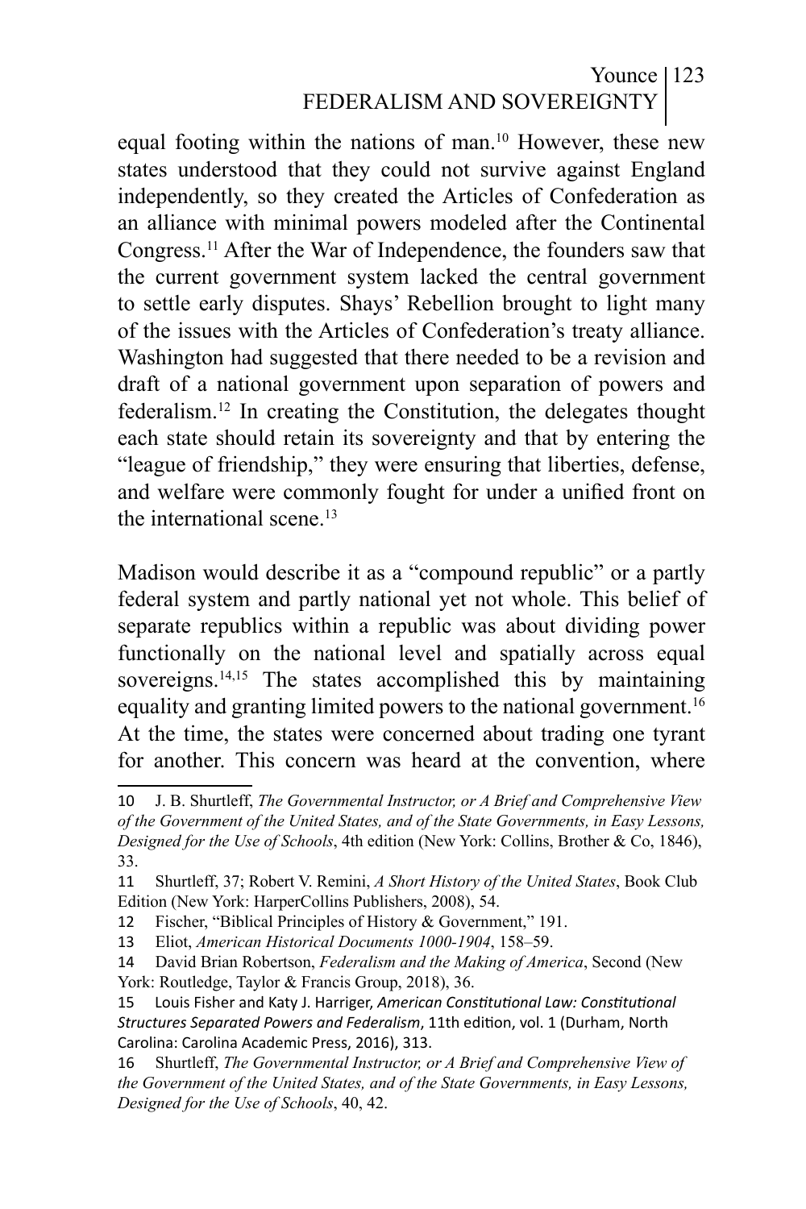equal footing within the nations of man.[10] However, these new states understood that they could not survive against England independently, so they created the Articles of Confederation as an alliance with minimal powers modeled after the Continental Congress.[11] After the War of Independence, the founders saw that the current government system lacked the central government to settle early disputes. Shays' Rebellion brought to light many of the issues with the Articles of Confederation's treaty alliance. Washington had suggested that there needed to be a revision and draft of a national government upon separation of powers and federalism.[12] In creating the Constitution, the delegates thought each state should retain its sovereignty and that by entering the "league of friendship," they were ensuring that liberties, defense, and welfare were commonly fought for under a unified front on the international scene.[13]

Madison would describe it as a "compound republic" or a partly federal system and partly national yet not whole. This belief of separate republics within a republic was about dividing power functionally on the national level and spatially across equal sovereigns.[14,15] The states accomplished this by maintaining equality and granting limited powers to the national government.[16] At the time, the states were concerned about trading one tyrant for another. This concern was heard at the convention, where

---

10 J. B. Shurtleff, *The Governmental Instructor, or A Brief and Comprehensive View of the Government of the United States, and of the State Governments, in Easy Lessons, Designed for the Use of Schools*, 4th edition (New York: Collins, Brother & Co, 1846), 33.

11 Shurtleff, 37; Robert V. Remini, *A Short History of the United States*, Book Club Edition (New York: HarperCollins Publishers, 2008), 54.

12 Fischer, "Biblical Principles of History & Government," 191.

13 Eliot, *American Historical Documents 1000-1904*, 158–59.

14 David Brian Robertson, *Federalism and the Making of America*, Second (New York: Routledge, Taylor & Francis Group, 2018), 36.

15 Louis Fisher and Katy J. Harriger, *American Constitutional Law: Constitutional Structures Separated Powers and Federalism*, 11th edition, vol. 1 (Durham, North Carolina: Carolina Academic Press, 2016), 313.

16 Shurtleff, *The Governmental Instructor, or A Brief and Comprehensive View of the Government of the United States, and of the State Governments, in Easy Lessons, Designed for the Use of Schools*, 40, 42.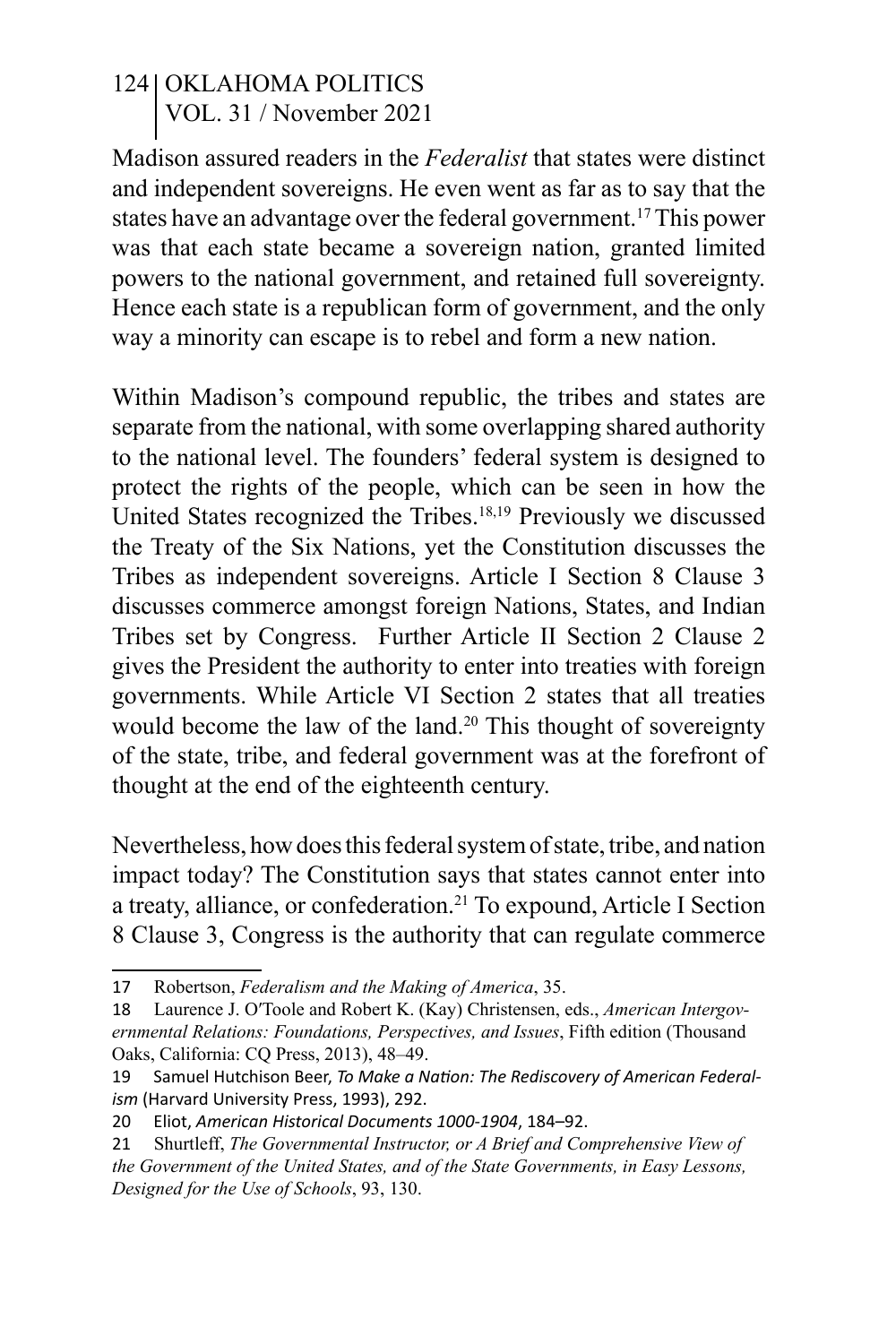Madison assured readers in the *Federalist* that states were distinct and independent sovereigns. He even went as far as to say that the states have an advantage over the federal government.[17] This power was that each state became a sovereign nation, granted limited powers to the national government, and retained full sovereignty. Hence each state is a republican form of government, and the only way a minority can escape is to rebel and form a new nation.

Within Madison's compound republic, the tribes and states are separate from the national, with some overlapping shared authority to the national level. The founders' federal system is designed to protect the rights of the people, which can be seen in how the United States recognized the Tribes.[18,19] Previously we discussed the Treaty of the Six Nations, yet the Constitution discusses the Tribes as independent sovereigns. Article I Section 8 Clause 3 discusses commerce amongst foreign Nations, States, and Indian Tribes set by Congress. Further Article II Section 2 Clause 2 gives the President the authority to enter into treaties with foreign governments. While Article VI Section 2 states that all treaties would become the law of the land.[20] This thought of sovereignty of the state, tribe, and federal government was at the forefront of thought at the end of the eighteenth century.

Nevertheless, how does this federal system of state, tribe, and nation impact today? The Constitution says that states cannot enter into a treaty, alliance, or confederation.[21] To expound, Article I Section 8 Clause 3, Congress is the authority that can regulate commerce

---

17 Robertson, *Federalism and the Making of America*, 35.

18 Laurence J. O'Toole and Robert K. (Kay) Christensen, eds., *American Intergovernmental Relations: Foundations, Perspectives, and Issues*, Fifth edition (Thousand Oaks, California: CQ Press, 2013), 48–49.

19 Samuel Hutchison Beer, *To Make a Nation: The Rediscovery of American Federalism* (Harvard University Press, 1993), 292.

20 Eliot, *American Historical Documents 1000-1904*, 184–92.

21 Shurtleff, *The Governmental Instructor, or A Brief and Comprehensive View of the Government of the United States, and of the State Governments, in Easy Lessons, Designed for the Use of Schools*, 93, 130.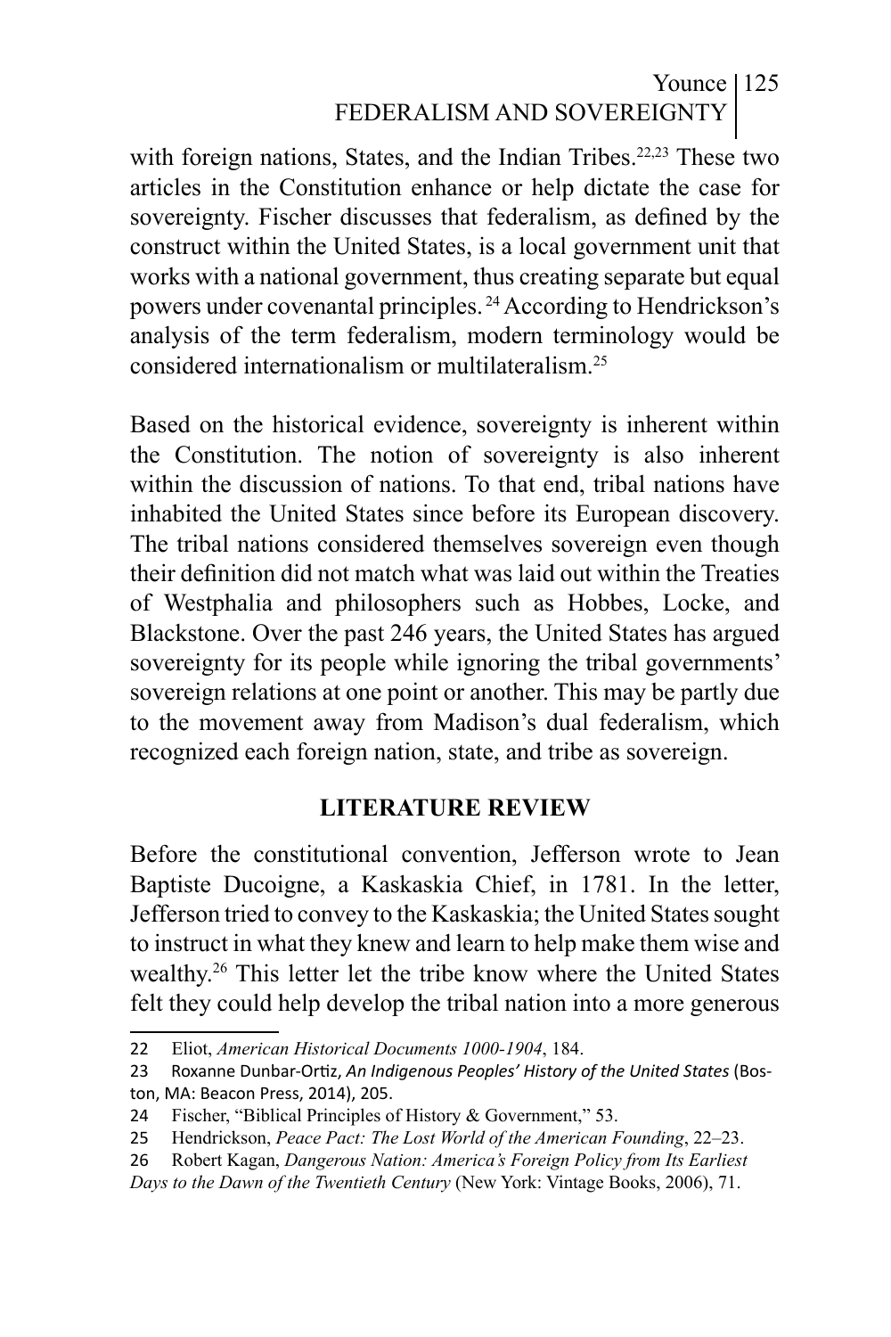with foreign nations, States, and the Indian Tribes.[22,23] These two articles in the Constitution enhance or help dictate the case for sovereignty. Fischer discusses that federalism, as defined by the construct within the United States, is a local government unit that works with a national government, thus creating separate but equal powers under covenantal principles.[24] According to Hendrickson's analysis of the term federalism, modern terminology would be considered internationalism or multilateralism.[25]

Based on the historical evidence, sovereignty is inherent within the Constitution. The notion of sovereignty is also inherent within the discussion of nations. To that end, tribal nations have inhabited the United States since before its European discovery. The tribal nations considered themselves sovereign even though their definition did not match what was laid out within the Treaties of Westphalia and philosophers such as Hobbes, Locke, and Blackstone. Over the past 246 years, the United States has argued sovereignty for its people while ignoring the tribal governments' sovereign relations at one point or another. This may be partly due to the movement away from Madison's dual federalism, which recognized each foreign nation, state, and tribe as sovereign.

## LITERATURE REVIEW

Before the constitutional convention, Jefferson wrote to Jean Baptiste Ducoigne, a Kaskaskia Chief, in 1781. In the letter, Jefferson tried to convey to the Kaskaskia; the United States sought to instruct in what they knew and learn to help make them wise and wealthy.[26] This letter let the tribe know where the United States felt they could help develop the tribal nation into a more generous

---

22 Eliot, *American Historical Documents 1000-1904*, 184.

23 Roxanne Dunbar-Ortiz, *An Indigenous Peoples' History of the United States* (Boston, MA: Beacon Press, 2014), 205.

24 Fischer, "Biblical Principles of History & Government," 53.

25 Hendrickson, *Peace Pact: The Lost World of the American Founding*, 22–23.

26 Robert Kagan, *Dangerous Nation: America's Foreign Policy from Its Earliest Days to the Dawn of the Twentieth Century* (New York: Vintage Books, 2006), 71.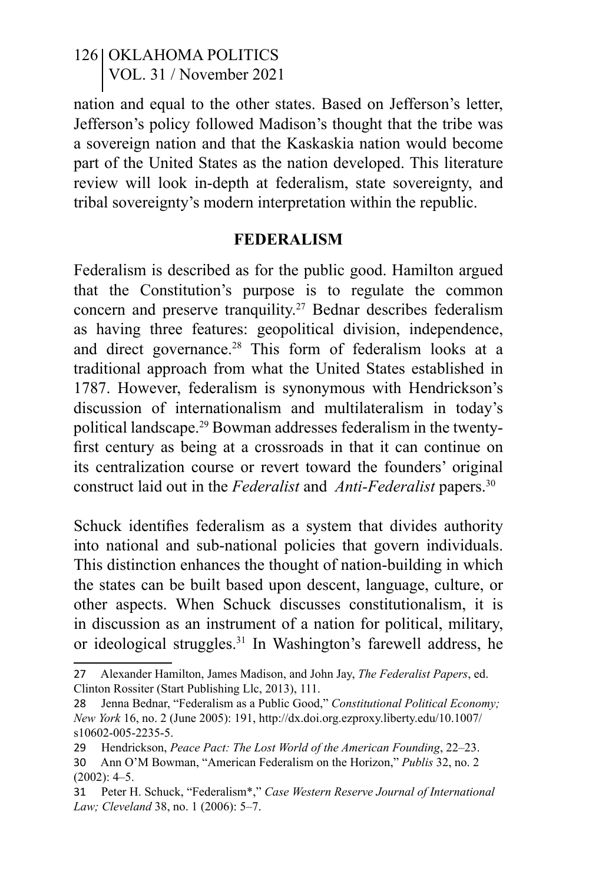nation and equal to the other states. Based on Jefferson's letter, Jefferson's policy followed Madison's thought that the tribe was a sovereign nation and that the Kaskaskia nation would become part of the United States as the nation developed. This literature review will look in-depth at federalism, state sovereignty, and tribal sovereignty's modern interpretation within the republic.

## FEDERALISM

Federalism is described as for the public good. Hamilton argued that the Constitution's purpose is to regulate the common concern and preserve tranquility.[27] Bednar describes federalism as having three features: geopolitical division, independence, and direct governance.[28] This form of federalism looks at a traditional approach from what the United States established in 1787. However, federalism is synonymous with Hendrickson's discussion of internationalism and multilateralism in today's political landscape.[29] Bowman addresses federalism in the twenty-first century as being at a crossroads in that it can continue on its centralization course or revert toward the founders' original construct laid out in the *Federalist* and *Anti-Federalist* papers.[30]

Schuck identifies federalism as a system that divides authority into national and sub-national policies that govern individuals. This distinction enhances the thought of nation-building in which the states can be built based upon descent, language, culture, or other aspects. When Schuck discusses constitutionalism, it is in discussion as an instrument of a nation for political, military, or ideological struggles.[31] In Washington's farewell address, he

---

27 Alexander Hamilton, James Madison, and John Jay, *The Federalist Papers*, ed. Clinton Rossiter (Start Publishing Llc, 2013), 111.

28 Jenna Bednar, "Federalism as a Public Good," *Constitutional Political Economy; New York* 16, no. 2 (June 2005): 191, http://dx.doi.org.ezproxy.liberty.edu/10.1007/s10602-005-2235-5.

29 Hendrickson, *Peace Pact: The Lost World of the American Founding*, 22–23.

30 Ann O'M Bowman, "American Federalism on the Horizon," *Publis* 32, no. 2 (2002): 4–5.

31 Peter H. Schuck, "Federalism*," *Case Western Reserve Journal of International Law; Cleveland* 38, no. 1 (2006): 5–7.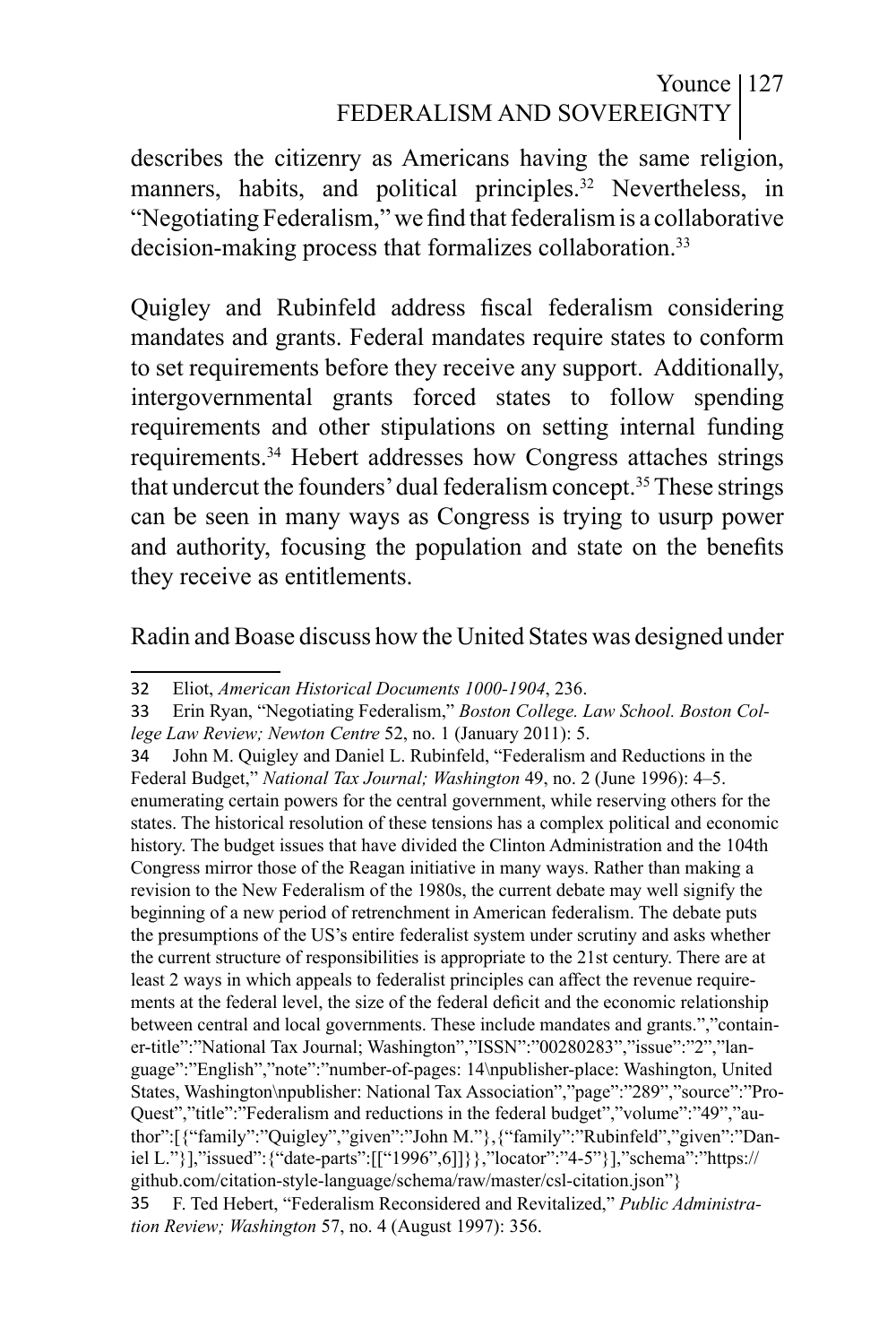describes the citizenry as Americans having the same religion, manners, habits, and political principles.[32] Nevertheless, in "Negotiating Federalism," we find that federalism is a collaborative decision-making process that formalizes collaboration.[33]

Quigley and Rubinfeld address fiscal federalism considering mandates and grants. Federal mandates require states to conform to set requirements before they receive any support. Additionally, intergovernmental grants forced states to follow spending requirements and other stipulations on setting internal funding requirements.[34] Hebert addresses how Congress attaches strings that undercut the founders' dual federalism concept.[35] These strings can be seen in many ways as Congress is trying to usurp power and authority, focusing the population and state on the benefits they receive as entitlements.

Radin and Boase discuss how the United States was designed under

---

32 Eliot, *American Historical Documents 1000-1904*, 236.

33 Erin Ryan, "Negotiating Federalism," *Boston College. Law School. Boston College Law Review; Newton Centre* 52, no. 1 (January 2011): 5.

34 John M. Quigley and Daniel L. Rubinfeld, "Federalism and Reductions in the Federal Budget," *National Tax Journal; Washington* 49, no. 2 (June 1996): 4–5. enumerating certain powers for the central government, while reserving others for the states. The historical resolution of these tensions has a complex political and economic history. The budget issues that have divided the Clinton Administration and the 104th Congress mirror those of the Reagan initiative in many ways. Rather than making a revision to the New Federalism of the 1980s, the current debate may well signify the beginning of a new period of retrenchment in American federalism. The debate puts the presumptions of the US's entire federalist system under scrutiny and asks whether the current structure of responsibilities is appropriate to the 21st century. There are at least 2 ways in which appeals to federalist principles can affect the revenue requirements at the federal level, the size of the federal deficit and the economic relationship between central and local governments. These include mandates and grants.","container-title":"National Tax Journal; Washington","ISSN":"00280283","issue":"2","language":"English","note":"number-of-pages: 14\npublisher-place: Washington, United States, Washington\npublisher: National Tax Association","page":"289","source":"ProQuest","title":"Federalism and reductions in the federal budget","volume":"49","author":[{"family":"Quigley","given":"John M."},{"family":"Rubinfeld","given":"Daniel L."}],"issued":{"date-parts":[["1996",6]]}},"locator":"4-5"}],"schema":"https://github.com/citation-style-language/schema/raw/master/csl-citation.json"}

35 F. Ted Hebert, "Federalism Reconsidered and Revitalized," *Public Administration Review; Washington* 57, no. 4 (August 1997): 356.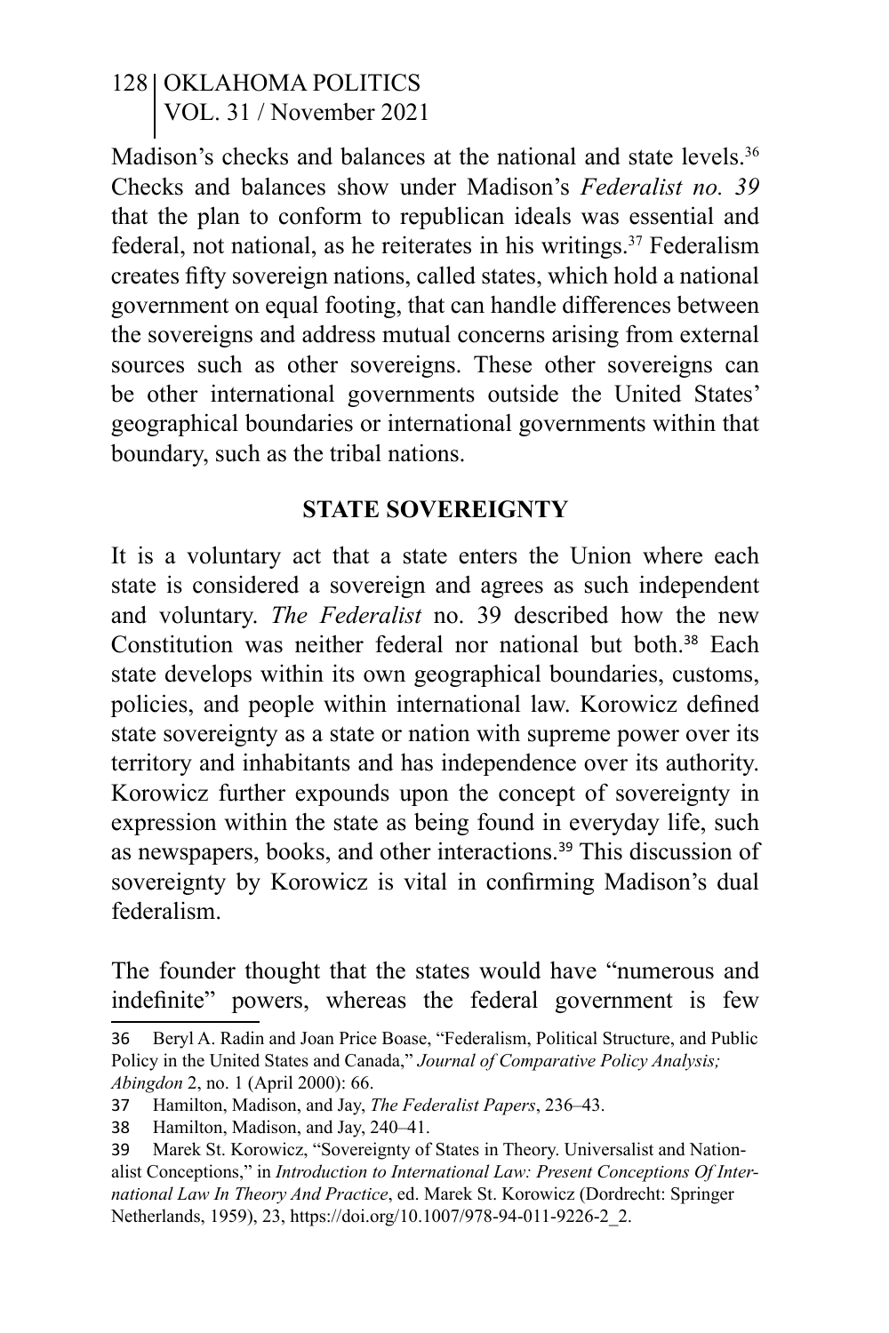Madison's checks and balances at the national and state levels.[36] Checks and balances show under Madison's *Federalist no. 39* that the plan to conform to republican ideals was essential and federal, not national, as he reiterates in his writings.[37] Federalism creates fifty sovereign nations, called states, which hold a national government on equal footing, that can handle differences between the sovereigns and address mutual concerns arising from external sources such as other sovereigns. These other sovereigns can be other international governments outside the United States' geographical boundaries or international governments within that boundary, such as the tribal nations.

## STATE SOVEREIGNTY

It is a voluntary act that a state enters the Union where each state is considered a sovereign and agrees as such independent and voluntary. *The Federalist* no. 39 described how the new Constitution was neither federal nor national but both.[38] Each state develops within its own geographical boundaries, customs, policies, and people within international law. Korowicz defined state sovereignty as a state or nation with supreme power over its territory and inhabitants and has independence over its authority. Korowicz further expounds upon the concept of sovereignty in expression within the state as being found in everyday life, such as newspapers, books, and other interactions.[39] This discussion of sovereignty by Korowicz is vital in confirming Madison's dual federalism.

The founder thought that the states would have "numerous and indefinite" powers, whereas the federal government is few

---

36 Beryl A. Radin and Joan Price Boase, "Federalism, Political Structure, and Public Policy in the United States and Canada," *Journal of Comparative Policy Analysis; Abingdon* 2, no. 1 (April 2000): 66.

37 Hamilton, Madison, and Jay, *The Federalist Papers*, 236–43.

38 Hamilton, Madison, and Jay, 240–41.

39 Marek St. Korowicz, "Sovereignty of States in Theory. Universalist and Nationalist Conceptions," in *Introduction to International Law: Present Conceptions Of International Law In Theory And Practice*, ed. Marek St. Korowicz (Dordrecht: Springer Netherlands, 1959), 23, https://doi.org/10.1007/978-94-011-9226-2_2.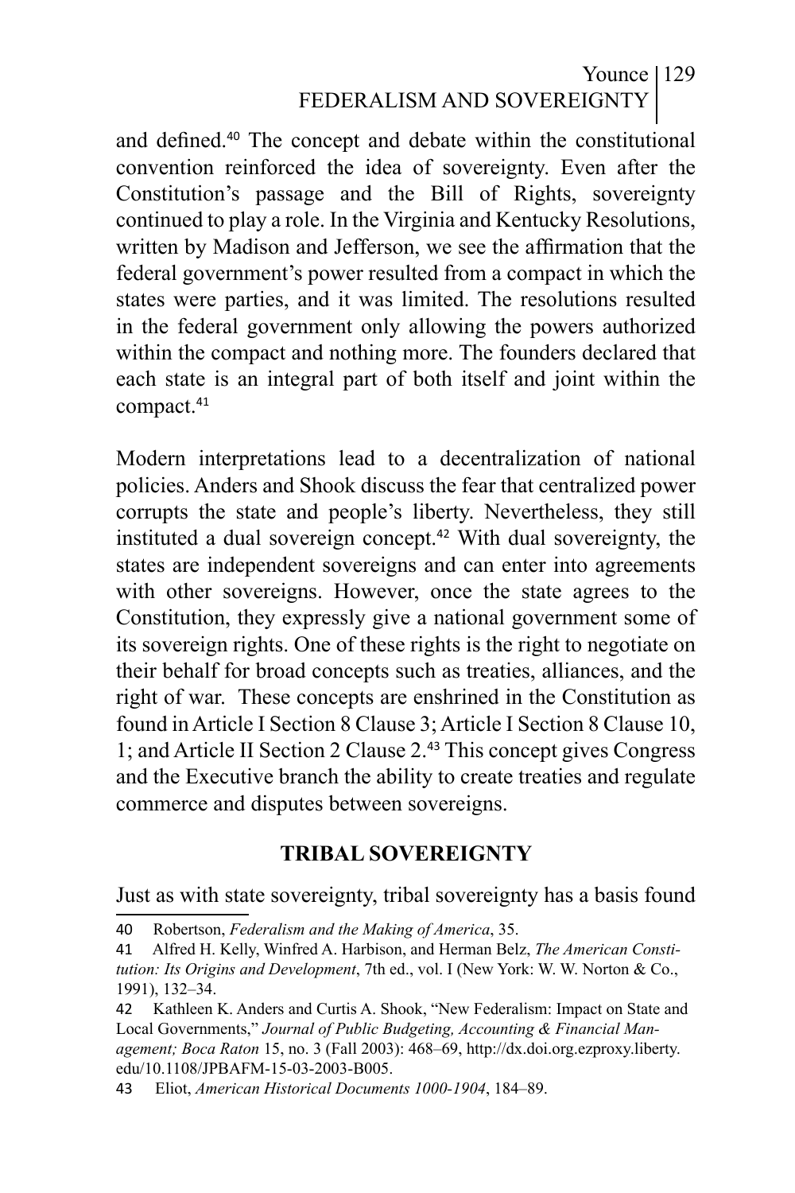and defined.[40] The concept and debate within the constitutional convention reinforced the idea of sovereignty. Even after the Constitution's passage and the Bill of Rights, sovereignty continued to play a role. In the Virginia and Kentucky Resolutions, written by Madison and Jefferson, we see the affirmation that the federal government's power resulted from a compact in which the states were parties, and it was limited. The resolutions resulted in the federal government only allowing the powers authorized within the compact and nothing more. The founders declared that each state is an integral part of both itself and joint within the compact.[41]

Modern interpretations lead to a decentralization of national policies. Anders and Shook discuss the fear that centralized power corrupts the state and people's liberty. Nevertheless, they still instituted a dual sovereign concept.[42] With dual sovereignty, the states are independent sovereigns and can enter into agreements with other sovereigns. However, once the state agrees to the Constitution, they expressly give a national government some of its sovereign rights. One of these rights is the right to negotiate on their behalf for broad concepts such as treaties, alliances, and the right of war. These concepts are enshrined in the Constitution as found in Article I Section 8 Clause 3; Article I Section 8 Clause 10, 1; and Article II Section 2 Clause 2.[43] This concept gives Congress and the Executive branch the ability to create treaties and regulate commerce and disputes between sovereigns.

## TRIBAL SOVEREIGNTY

Just as with state sovereignty, tribal sovereignty has a basis found

---

40 Robertson, *Federalism and the Making of America*, 35.

41 Alfred H. Kelly, Winfred A. Harbison, and Herman Belz, *The American Constitution: Its Origins and Development*, 7th ed., vol. I (New York: W. W. Norton & Co., 1991), 132–34.

42 Kathleen K. Anders and Curtis A. Shook, "New Federalism: Impact on State and Local Governments," *Journal of Public Budgeting, Accounting & Financial Management; Boca Raton* 15, no. 3 (Fall 2003): 468–69, http://dx.doi.org.ezproxy.liberty.edu/10.1108/JPBAFM-15-03-2003-B005.

43 Eliot, *American Historical Documents 1000-1904*, 184–89.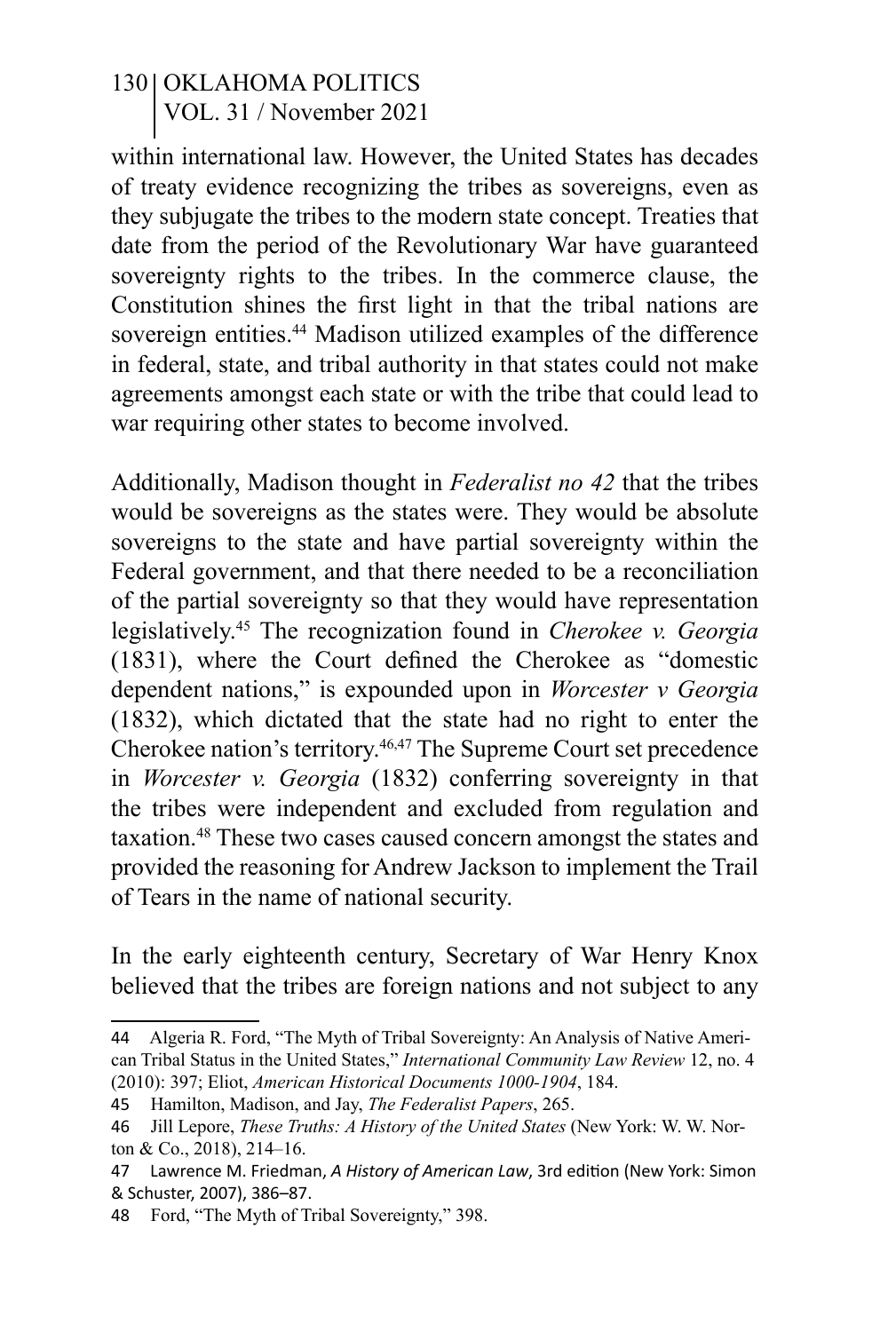within international law. However, the United States has decades of treaty evidence recognizing the tribes as sovereigns, even as they subjugate the tribes to the modern state concept. Treaties that date from the period of the Revolutionary War have guaranteed sovereignty rights to the tribes. In the commerce clause, the Constitution shines the first light in that the tribal nations are sovereign entities.[44] Madison utilized examples of the difference in federal, state, and tribal authority in that states could not make agreements amongst each state or with the tribe that could lead to war requiring other states to become involved.

Additionally, Madison thought in *Federalist no 42* that the tribes would be sovereigns as the states were. They would be absolute sovereigns to the state and have partial sovereignty within the Federal government, and that there needed to be a reconciliation of the partial sovereignty so that they would have representation legislatively.[45] The recognization found in *Cherokee v. Georgia* (1831), where the Court defined the Cherokee as "domestic dependent nations," is expounded upon in *Worcester v Georgia* (1832), which dictated that the state had no right to enter the Cherokee nation's territory.[46,47] The Supreme Court set precedence in *Worcester v. Georgia* (1832) conferring sovereignty in that the tribes were independent and excluded from regulation and taxation.[48] These two cases caused concern amongst the states and provided the reasoning for Andrew Jackson to implement the Trail of Tears in the name of national security.

In the early eighteenth century, Secretary of War Henry Knox believed that the tribes are foreign nations and not subject to any

---

44 Algeria R. Ford, "The Myth of Tribal Sovereignty: An Analysis of Native American Tribal Status in the United States," *International Community Law Review* 12, no. 4 (2010): 397; Eliot, *American Historical Documents 1000-1904*, 184.

45 Hamilton, Madison, and Jay, *The Federalist Papers*, 265.

46 Jill Lepore, *These Truths: A History of the United States* (New York: W. W. Norton & Co., 2018), 214–16.

47 Lawrence M. Friedman, *A History of American Law*, 3rd edition (New York: Simon & Schuster, 2007), 386–87.

48 Ford, "The Myth of Tribal Sovereignty," 398.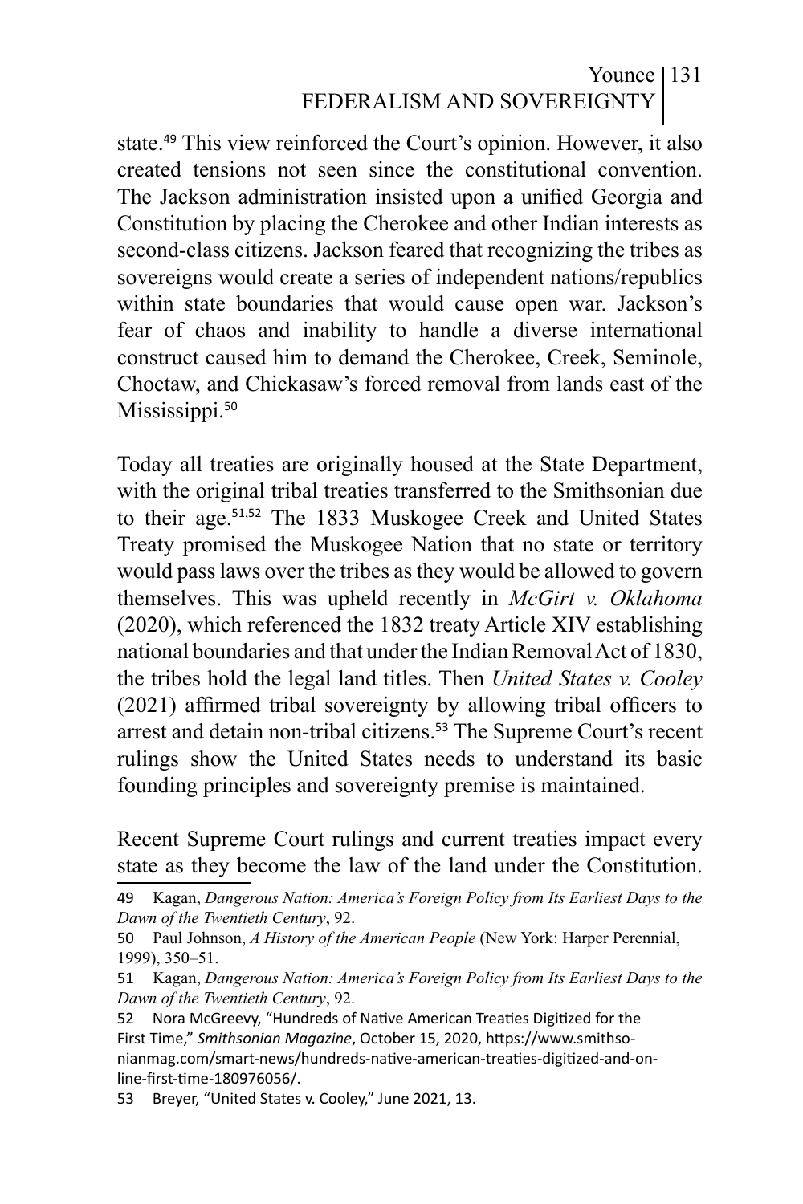state.[49] This view reinforced the Court's opinion. However, it also created tensions not seen since the constitutional convention. The Jackson administration insisted upon a unified Georgia and Constitution by placing the Cherokee and other Indian interests as second-class citizens. Jackson feared that recognizing the tribes as sovereigns would create a series of independent nations/republics within state boundaries that would cause open war. Jackson's fear of chaos and inability to handle a diverse international construct caused him to demand the Cherokee, Creek, Seminole, Choctaw, and Chickasaw's forced removal from lands east of the Mississippi.[50]

Today all treaties are originally housed at the State Department, with the original tribal treaties transferred to the Smithsonian due to their age.[51,52] The 1833 Muskogee Creek and United States Treaty promised the Muskogee Nation that no state or territory would pass laws over the tribes as they would be allowed to govern themselves. This was upheld recently in *McGirt v. Oklahoma* (2020), which referenced the 1832 treaty Article XIV establishing national boundaries and that under the Indian Removal Act of 1830, the tribes hold the legal land titles. Then *United States v. Cooley* (2021) affirmed tribal sovereignty by allowing tribal officers to arrest and detain non-tribal citizens.[53] The Supreme Court's recent rulings show the United States needs to understand its basic founding principles and sovereignty premise is maintained.

Recent Supreme Court rulings and current treaties impact every state as they become the law of the land under the Constitution.

---

49 Kagan, *Dangerous Nation: America's Foreign Policy from Its Earliest Days to the Dawn of the Twentieth Century*, 92.

50 Paul Johnson, *A History of the American People* (New York: Harper Perennial, 1999), 350–51.

51 Kagan, *Dangerous Nation: America's Foreign Policy from Its Earliest Days to the Dawn of the Twentieth Century*, 92.

52 Nora McGreevy, "Hundreds of Native American Treaties Digitized for the First Time," *Smithsonian Magazine*, October 15, 2020, https://www.smithsonianmag.com/smart-news/hundreds-native-american-treaties-digitized-and-online-first-time-180976056/.

53 Breyer, "United States v. Cooley," June 2021, 13.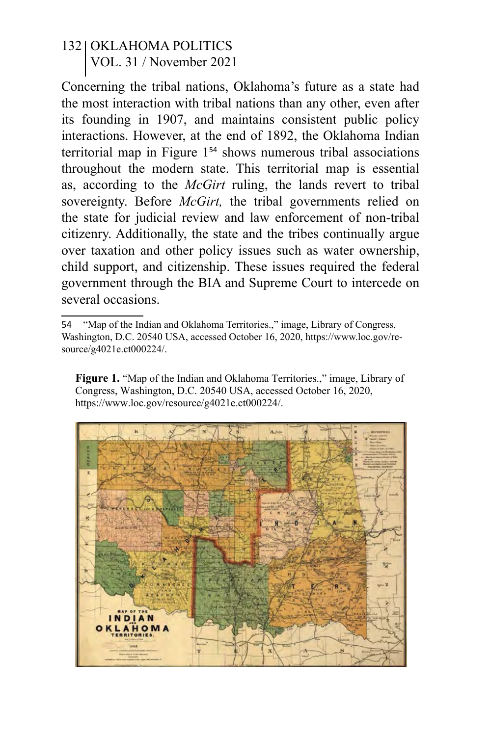Concerning the tribal nations, Oklahoma's future as a state had the most interaction with tribal nations than any other, even after its founding in 1907, and maintains consistent public policy interactions. However, at the end of 1892, the Oklahoma Indian territorial map in Figure 1[54] shows numerous tribal associations throughout the modern state. This territorial map is essential as, according to the *McGirt* ruling, the lands revert to tribal sovereignty. Before *McGirt,* the tribal governments relied on the state for judicial review and law enforcement of non-tribal citizenry. Additionally, the state and the tribes continually argue over taxation and other policy issues such as water ownership, child support, and citizenship. These issues required the federal government through the BIA and Supreme Court to intercede on several occasions.

54 "Map of the Indian and Oklahoma Territories.," image, Library of Congress, Washington, D.C. 20540 USA, accessed October 16, 2020, https://www.loc.gov/resource/g4021e.ct000224/.

**Figure 1.** "Map of the Indian and Oklahoma Territories.," image, Library of Congress, Washington, D.C. 20540 USA, accessed October 16, 2020, https://www.loc.gov/resource/g4021e.ct000224/.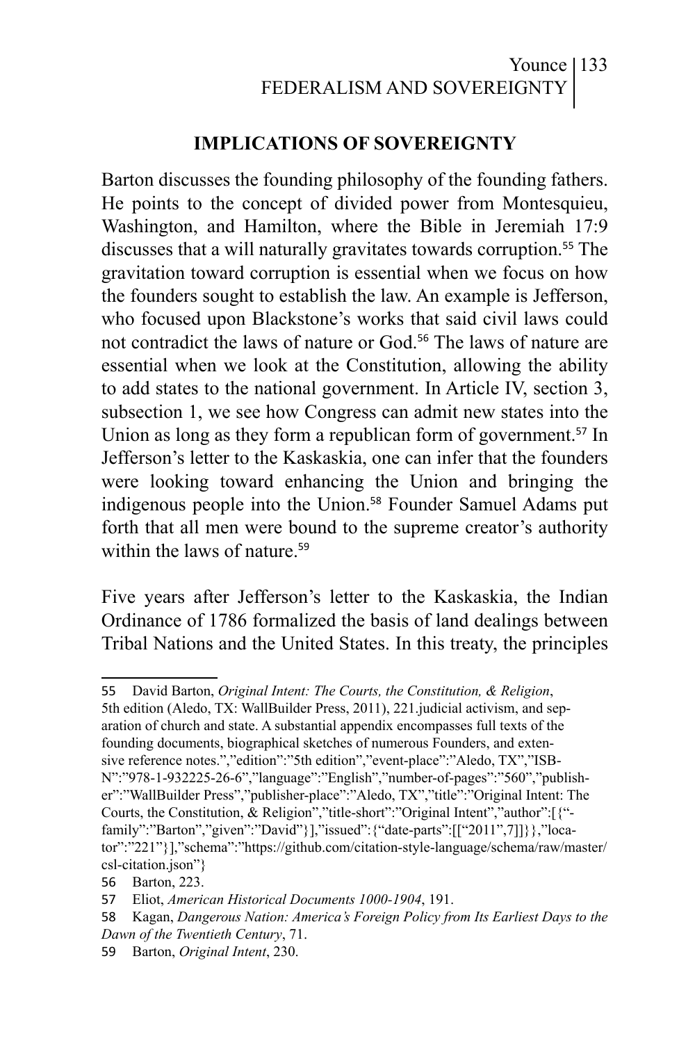## IMPLICATIONS OF SOVEREIGNTY

Barton discusses the founding philosophy of the founding fathers. He points to the concept of divided power from Montesquieu, Washington, and Hamilton, where the Bible in Jeremiah 17:9 discusses that a will naturally gravitates towards corruption.[55] The gravitation toward corruption is essential when we focus on how the founders sought to establish the law. An example is Jefferson, who focused upon Blackstone's works that said civil laws could not contradict the laws of nature or God.[56] The laws of nature are essential when we look at the Constitution, allowing the ability to add states to the national government. In Article IV, section 3, subsection 1, we see how Congress can admit new states into the Union as long as they form a republican form of government.[57] In Jefferson's letter to the Kaskaskia, one can infer that the founders were looking toward enhancing the Union and bringing the indigenous people into the Union.[58] Founder Samuel Adams put forth that all men were bound to the supreme creator's authority within the laws of nature.[59]

Five years after Jefferson's letter to the Kaskaskia, the Indian Ordinance of 1786 formalized the basis of land dealings between Tribal Nations and the United States. In this treaty, the principles

---

55 David Barton, *Original Intent: The Courts, the Constitution, & Religion*, 5th edition (Aledo, TX: WallBuilder Press, 2011), 221.judicial activism, and separation of church and state. A substantial appendix encompasses full texts of the founding documents, biographical sketches of numerous Founders, and extensive reference notes.","edition":"5th edition","event-place":"Aledo, TX","ISBN":"978-1-932225-26-6","language":"English","number-of-pages":"560","publisher":"WallBuilder Press","publisher-place":"Aledo, TX","title":"Original Intent: The Courts, the Constitution, & Religion","title-short":"Original Intent","author":[{"family":"Barton","given":"David"}],"issued":{"date-parts":[["2011",7]]}},"locator":"221"}],"schema":"https://github.com/citation-style-language/schema/raw/master/csl-citation.json"}

56 Barton, 223.

57 Eliot, *American Historical Documents 1000-1904*, 191.

58 Kagan, *Dangerous Nation: America's Foreign Policy from Its Earliest Days to the Dawn of the Twentieth Century*, 71.

59 Barton, *Original Intent*, 230.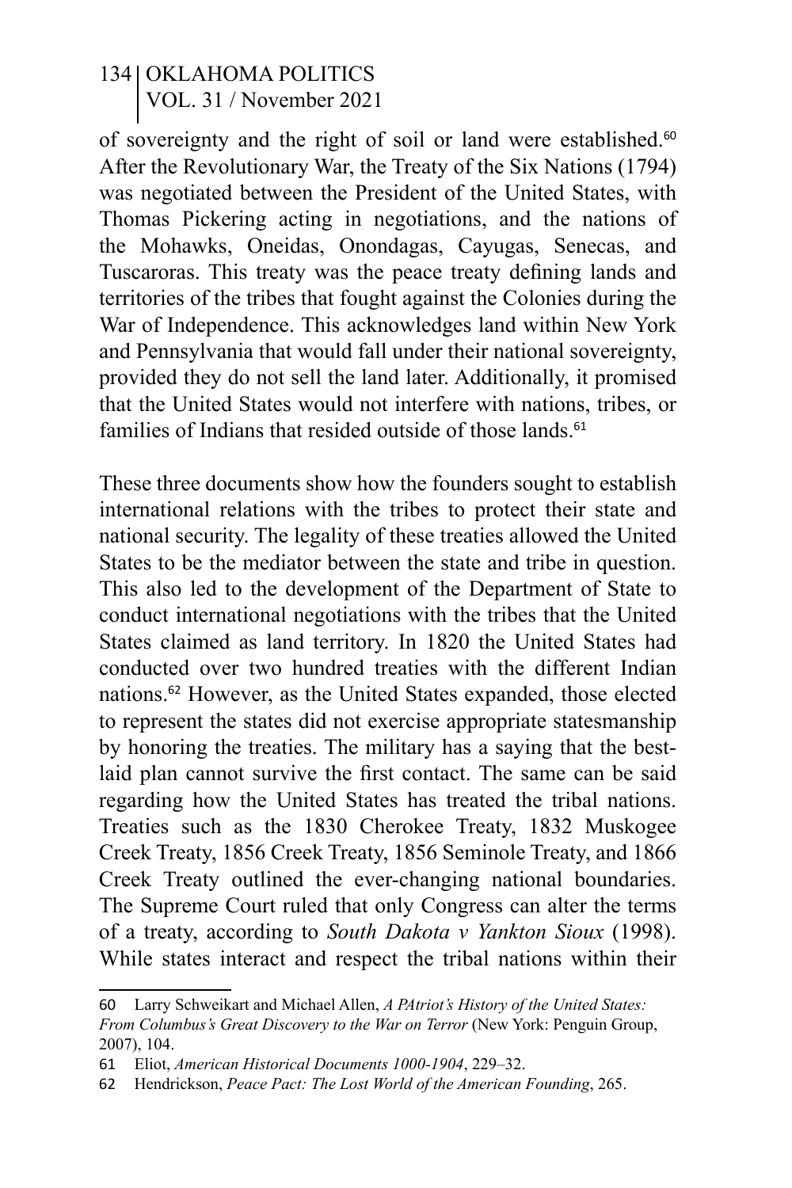of sovereignty and the right of soil or land were established.[60] After the Revolutionary War, the Treaty of the Six Nations (1794) was negotiated between the President of the United States, with Thomas Pickering acting in negotiations, and the nations of the Mohawks, Oneidas, Onondagas, Cayugas, Senecas, and Tuscaroras. This treaty was the peace treaty defining lands and territories of the tribes that fought against the Colonies during the War of Independence. This acknowledges land within New York and Pennsylvania that would fall under their national sovereignty, provided they do not sell the land later. Additionally, it promised that the United States would not interfere with nations, tribes, or families of Indians that resided outside of those lands.[61]

These three documents show how the founders sought to establish international relations with the tribes to protect their state and national security. The legality of these treaties allowed the United States to be the mediator between the state and tribe in question. This also led to the development of the Department of State to conduct international negotiations with the tribes that the United States claimed as land territory. In 1820 the United States had conducted over two hundred treaties with the different Indian nations.[62] However, as the United States expanded, those elected to represent the states did not exercise appropriate statesmanship by honoring the treaties. The military has a saying that the best-laid plan cannot survive the first contact. The same can be said regarding how the United States has treated the tribal nations. Treaties such as the 1830 Cherokee Treaty, 1832 Muskogee Creek Treaty, 1856 Creek Treaty, 1856 Seminole Treaty, and 1866 Creek Treaty outlined the ever-changing national boundaries. The Supreme Court ruled that only Congress can alter the terms of a treaty, according to *South Dakota v Yankton Sioux* (1998). While states interact and respect the tribal nations within their

---

60 Larry Schweikart and Michael Allen, *A PAtriot's History of the United States: From Columbus's Great Discovery to the War on Terror* (New York: Penguin Group, 2007), 104.

61 Eliot, *American Historical Documents 1000-1904*, 229–32.

62 Hendrickson, *Peace Pact: The Lost World of the American Founding*, 265.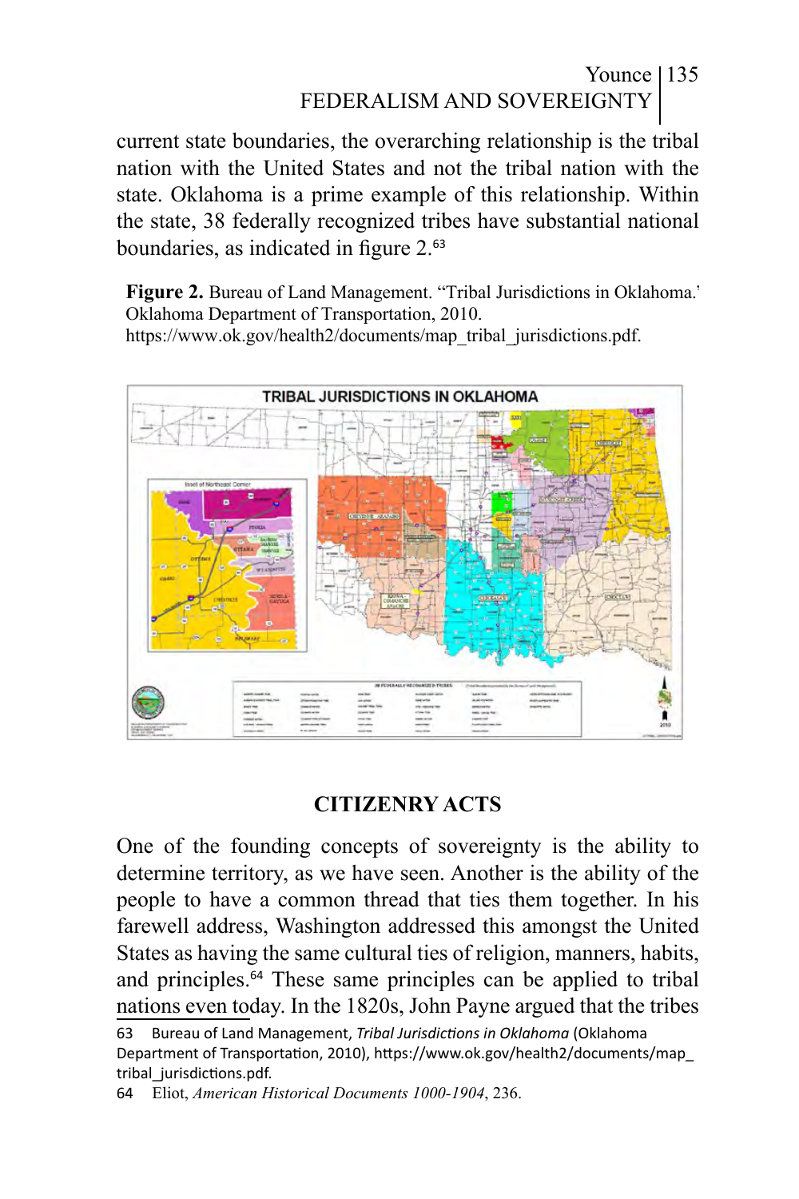current state boundaries, the overarching relationship is the tribal nation with the United States and not the tribal nation with the state. Oklahoma is a prime example of this relationship. Within the state, 38 federally recognized tribes have substantial national boundaries, as indicated in figure 2.[63]

**Figure 2.** Bureau of Land Management. "Tribal Jurisdictions in Oklahoma.' Oklahoma Department of Transportation, 2010. https://www.ok.gov/health2/documents/map_tribal_jurisdictions.pdf.

## CITIZENRY ACTS

One of the founding concepts of sovereignty is the ability to determine territory, as we have seen. Another is the ability of the people to have a common thread that ties them together. In his farewell address, Washington addressed this amongst the United States as having the same cultural ties of religion, manners, habits, and principles.[64] These same principles can be applied to tribal nations even today. In the 1820s, John Payne argued that the tribes

---

63 Bureau of Land Management, *Tribal Jurisdictions in Oklahoma* (Oklahoma Department of Transportation, 2010), https://www.ok.gov/health2/documents/map_tribal_jurisdictions.pdf.

64 Eliot, *American Historical Documents 1000-1904*, 236.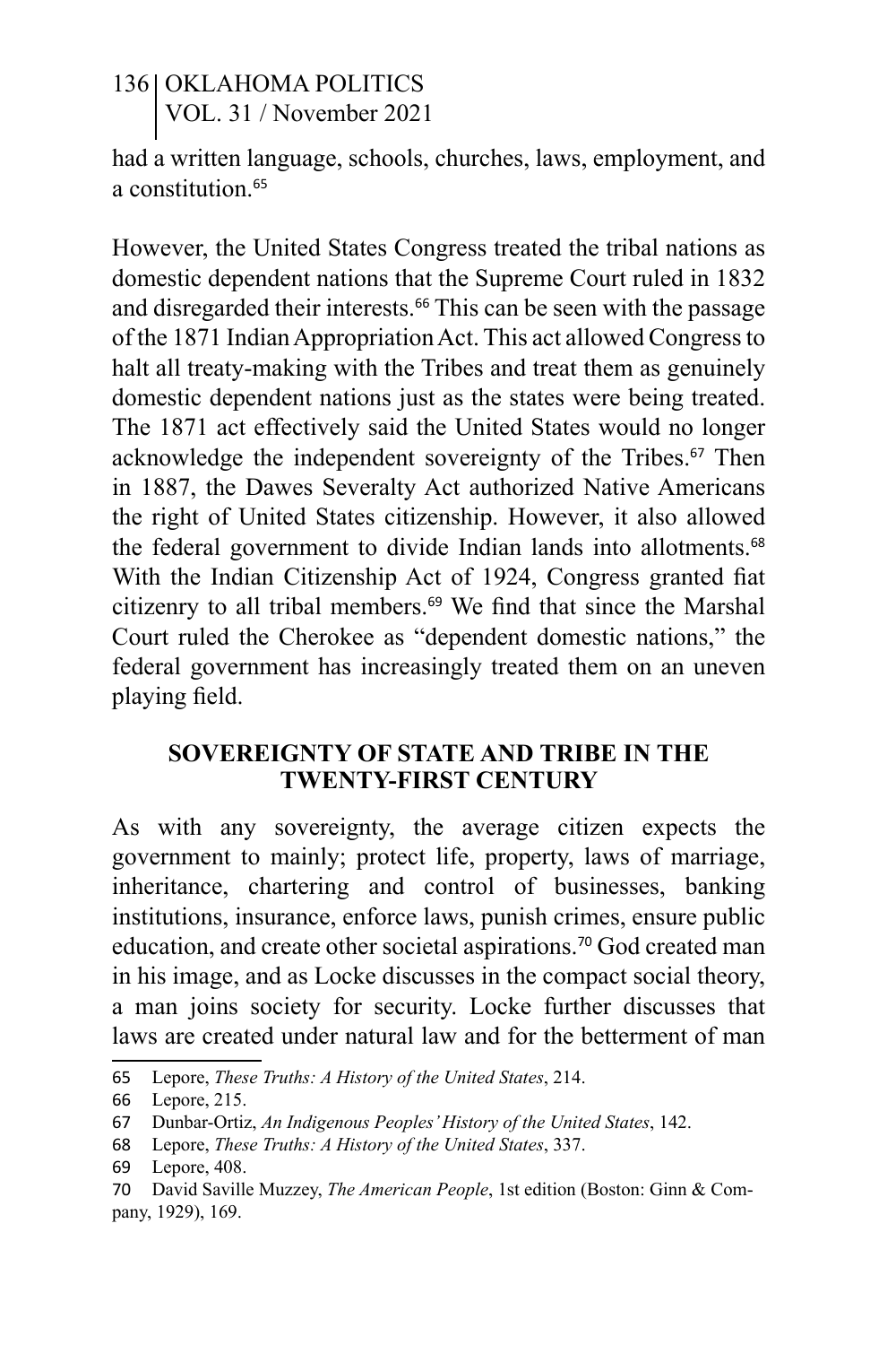had a written language, schools, churches, laws, employment, and a constitution.[65]

However, the United States Congress treated the tribal nations as domestic dependent nations that the Supreme Court ruled in 1832 and disregarded their interests.[66] This can be seen with the passage of the 1871 Indian Appropriation Act. This act allowed Congress to halt all treaty-making with the Tribes and treat them as genuinely domestic dependent nations just as the states were being treated. The 1871 act effectively said the United States would no longer acknowledge the independent sovereignty of the Tribes.[67] Then in 1887, the Dawes Severalty Act authorized Native Americans the right of United States citizenship. However, it also allowed the federal government to divide Indian lands into allotments.[68] With the Indian Citizenship Act of 1924, Congress granted fiat citizenry to all tribal members.[69] We find that since the Marshal Court ruled the Cherokee as "dependent domestic nations," the federal government has increasingly treated them on an uneven playing field.

## SOVEREIGNTY OF STATE AND TRIBE IN THE TWENTY-FIRST CENTURY

As with any sovereignty, the average citizen expects the government to mainly; protect life, property, laws of marriage, inheritance, chartering and control of businesses, banking institutions, insurance, enforce laws, punish crimes, ensure public education, and create other societal aspirations.[70] God created man in his image, and as Locke discusses in the compact social theory, a man joins society for security. Locke further discusses that laws are created under natural law and for the betterment of man

---

65 Lepore, *These Truths: A History of the United States*, 214.

66 Lepore, 215.

67 Dunbar-Ortiz, *An Indigenous Peoples' History of the United States*, 142.

68 Lepore, *These Truths: A History of the United States*, 337.

69 Lepore, 408.

70 David Saville Muzzey, *The American People*, 1st edition (Boston: Ginn & Company, 1929), 169.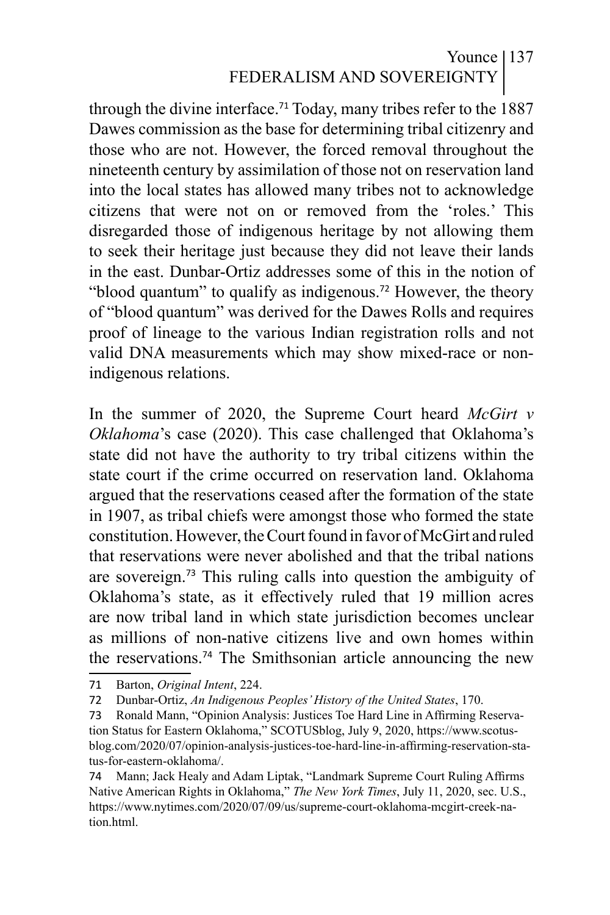through the divine interface.[71] Today, many tribes refer to the 1887 Dawes commission as the base for determining tribal citizenry and those who are not. However, the forced removal throughout the nineteenth century by assimilation of those not on reservation land into the local states has allowed many tribes not to acknowledge citizens that were not on or removed from the 'roles.' This disregarded those of indigenous heritage by not allowing them to seek their heritage just because they did not leave their lands in the east. Dunbar-Ortiz addresses some of this in the notion of "blood quantum" to qualify as indigenous.[72] However, the theory of "blood quantum" was derived for the Dawes Rolls and requires proof of lineage to the various Indian registration rolls and not valid DNA measurements which may show mixed-race or non-indigenous relations.

In the summer of 2020, the Supreme Court heard *McGirt v Oklahoma*'s case (2020). This case challenged that Oklahoma's state did not have the authority to try tribal citizens within the state court if the crime occurred on reservation land. Oklahoma argued that the reservations ceased after the formation of the state in 1907, as tribal chiefs were amongst those who formed the state constitution. However, the Court found in favor of McGirt and ruled that reservations were never abolished and that the tribal nations are sovereign.[73] This ruling calls into question the ambiguity of Oklahoma's state, as it effectively ruled that 19 million acres are now tribal land in which state jurisdiction becomes unclear as millions of non-native citizens live and own homes within the reservations.[74] The Smithsonian article announcing the new

---

71 Barton, *Original Intent*, 224.

72 Dunbar-Ortiz, *An Indigenous Peoples' History of the United States*, 170.

73 Ronald Mann, "Opinion Analysis: Justices Toe Hard Line in Affirming Reservation Status for Eastern Oklahoma," SCOTUSblog, July 9, 2020, https://www.scotusblog.com/2020/07/opinion-analysis-justices-toe-hard-line-in-affirming-reservation-status-for-eastern-oklahoma/.

74 Mann; Jack Healy and Adam Liptak, "Landmark Supreme Court Ruling Affirms Native American Rights in Oklahoma," *The New York Times*, July 11, 2020, sec. U.S., https://www.nytimes.com/2020/07/09/us/supreme-court-oklahoma-mcgirt-creek-nation.html.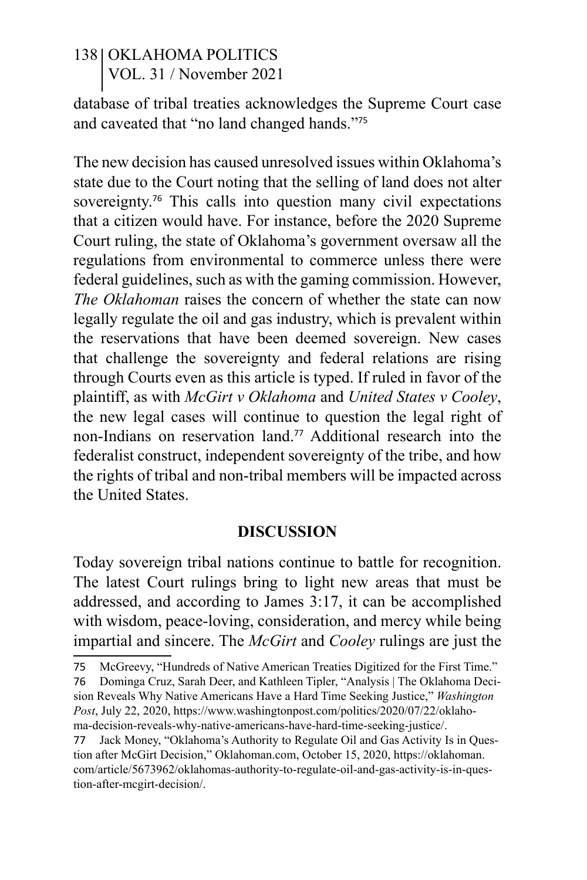database of tribal treaties acknowledges the Supreme Court case and caveated that "no land changed hands."[75]

The new decision has caused unresolved issues within Oklahoma's state due to the Court noting that the selling of land does not alter sovereignty.[76] This calls into question many civil expectations that a citizen would have. For instance, before the 2020 Supreme Court ruling, the state of Oklahoma's government oversaw all the regulations from environmental to commerce unless there were federal guidelines, such as with the gaming commission. However, *The Oklahoman* raises the concern of whether the state can now legally regulate the oil and gas industry, which is prevalent within the reservations that have been deemed sovereign. New cases that challenge the sovereignty and federal relations are rising through Courts even as this article is typed. If ruled in favor of the plaintiff, as with *McGirt v Oklahoma* and *United States v Cooley*, the new legal cases will continue to question the legal right of non-Indians on reservation land.[77] Additional research into the federalist construct, independent sovereignty of the tribe, and how the rights of tribal and non-tribal members will be impacted across the United States.

## DISCUSSION

Today sovereign tribal nations continue to battle for recognition. The latest Court rulings bring to light new areas that must be addressed, and according to James 3:17, it can be accomplished with wisdom, peace-loving, consideration, and mercy while being impartial and sincere. The *McGirt* and *Cooley* rulings are just the

---

75 McGreevy, "Hundreds of Native American Treaties Digitized for the First Time."

76 Dominga Cruz, Sarah Deer, and Kathleen Tipler, "Analysis | The Oklahoma Decision Reveals Why Native Americans Have a Hard Time Seeking Justice," *Washington Post*, July 22, 2020, https://www.washingtonpost.com/politics/2020/07/22/oklahoma-decision-reveals-why-native-americans-have-hard-time-seeking-justice/.

77 Jack Money, "Oklahoma's Authority to Regulate Oil and Gas Activity Is in Question after McGirt Decision," Oklahoman.com, October 15, 2020, https://oklahoman.com/article/5673962/oklahomas-authority-to-regulate-oil-and-gas-activity-is-in-question-after-mcgirt-decision/.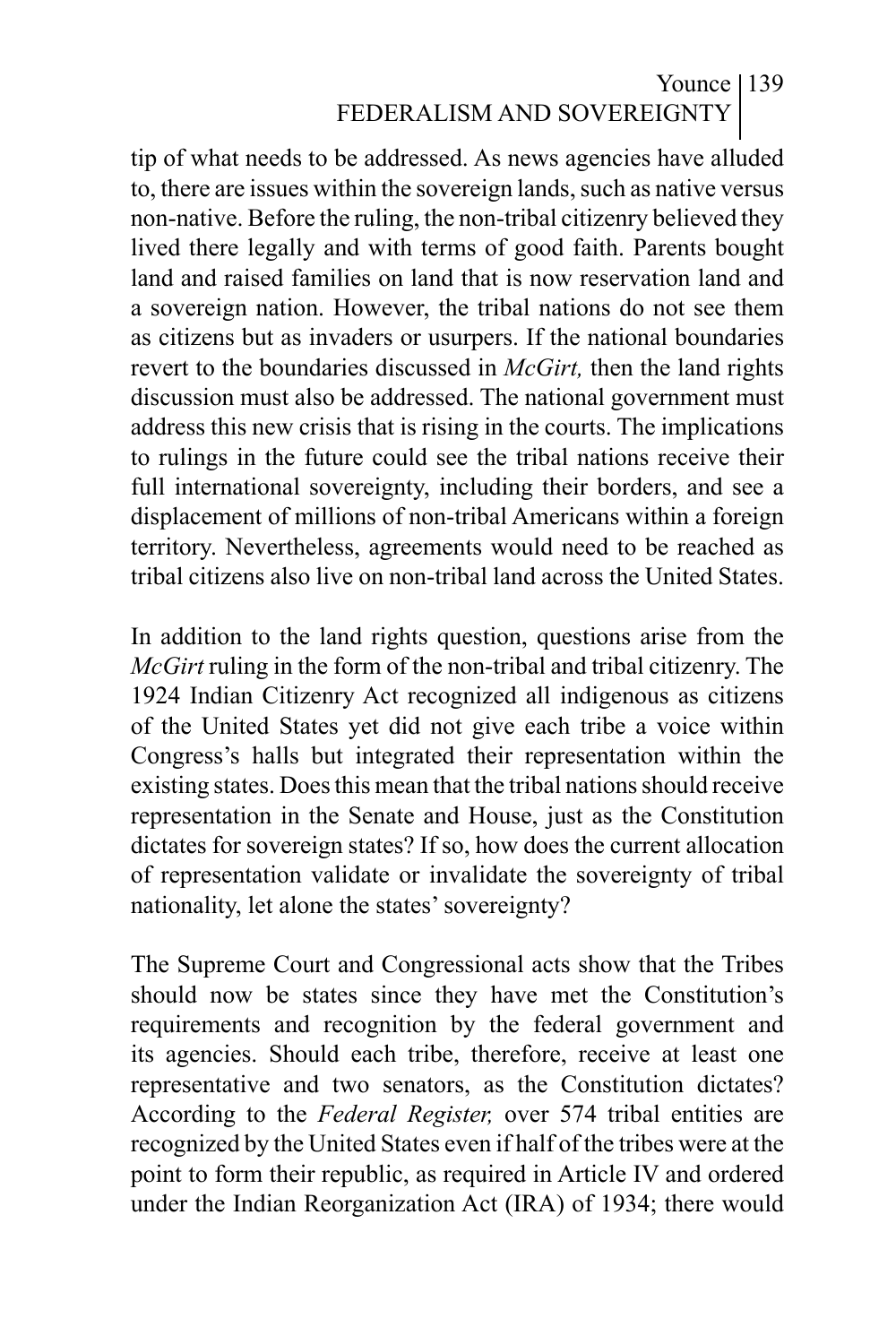tip of what needs to be addressed. As news agencies have alluded to, there are issues within the sovereign lands, such as native versus non-native. Before the ruling, the non-tribal citizenry believed they lived there legally and with terms of good faith. Parents bought land and raised families on land that is now reservation land and a sovereign nation. However, the tribal nations do not see them as citizens but as invaders or usurpers. If the national boundaries revert to the boundaries discussed in *McGirt,* then the land rights discussion must also be addressed. The national government must address this new crisis that is rising in the courts. The implications to rulings in the future could see the tribal nations receive their full international sovereignty, including their borders, and see a displacement of millions of non-tribal Americans within a foreign territory. Nevertheless, agreements would need to be reached as tribal citizens also live on non-tribal land across the United States.

In addition to the land rights question, questions arise from the *McGirt* ruling in the form of the non-tribal and tribal citizenry. The 1924 Indian Citizenry Act recognized all indigenous as citizens of the United States yet did not give each tribe a voice within Congress's halls but integrated their representation within the existing states. Does this mean that the tribal nations should receive representation in the Senate and House, just as the Constitution dictates for sovereign states? If so, how does the current allocation of representation validate or invalidate the sovereignty of tribal nationality, let alone the states' sovereignty?

The Supreme Court and Congressional acts show that the Tribes should now be states since they have met the Constitution's requirements and recognition by the federal government and its agencies. Should each tribe, therefore, receive at least one representative and two senators, as the Constitution dictates? According to the *Federal Register,* over 574 tribal entities are recognized by the United States even if half of the tribes were at the point to form their republic, as required in Article IV and ordered under the Indian Reorganization Act (IRA) of 1934; there would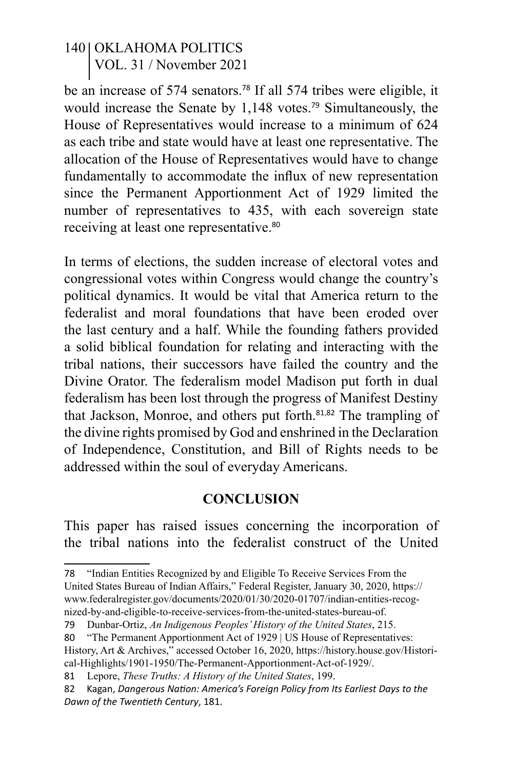be an increase of 574 senators.[78] If all 574 tribes were eligible, it would increase the Senate by 1,148 votes.[79] Simultaneously, the House of Representatives would increase to a minimum of 624 as each tribe and state would have at least one representative. The allocation of the House of Representatives would have to change fundamentally to accommodate the influx of new representation since the Permanent Apportionment Act of 1929 limited the number of representatives to 435, with each sovereign state receiving at least one representative.[80]

In terms of elections, the sudden increase of electoral votes and congressional votes within Congress would change the country's political dynamics. It would be vital that America return to the federalist and moral foundations that have been eroded over the last century and a half. While the founding fathers provided a solid biblical foundation for relating and interacting with the tribal nations, their successors have failed the country and the Divine Orator. The federalism model Madison put forth in dual federalism has been lost through the progress of Manifest Destiny that Jackson, Monroe, and others put forth.[81,82] The trampling of the divine rights promised by God and enshrined in the Declaration of Independence, Constitution, and Bill of Rights needs to be addressed within the soul of everyday Americans.

## CONCLUSION

This paper has raised issues concerning the incorporation of the tribal nations into the federalist construct of the United

---

78 "Indian Entities Recognized by and Eligible To Receive Services From the United States Bureau of Indian Affairs," Federal Register, January 30, 2020, https://www.federalregister.gov/documents/2020/01/30/2020-01707/indian-entities-recognized-by-and-eligible-to-receive-services-from-the-united-states-bureau-of.

79 Dunbar-Ortiz, *An Indigenous Peoples' History of the United States*, 215.

80 "The Permanent Apportionment Act of 1929 | US House of Representatives: History, Art & Archives," accessed October 16, 2020, https://history.house.gov/Historical-Highlights/1901-1950/The-Permanent-Apportionment-Act-of-1929/.

81 Lepore, *These Truths: A History of the United States*, 199.

82 Kagan, *Dangerous Nation: America's Foreign Policy from Its Earliest Days to the Dawn of the Twentieth Century*, 181.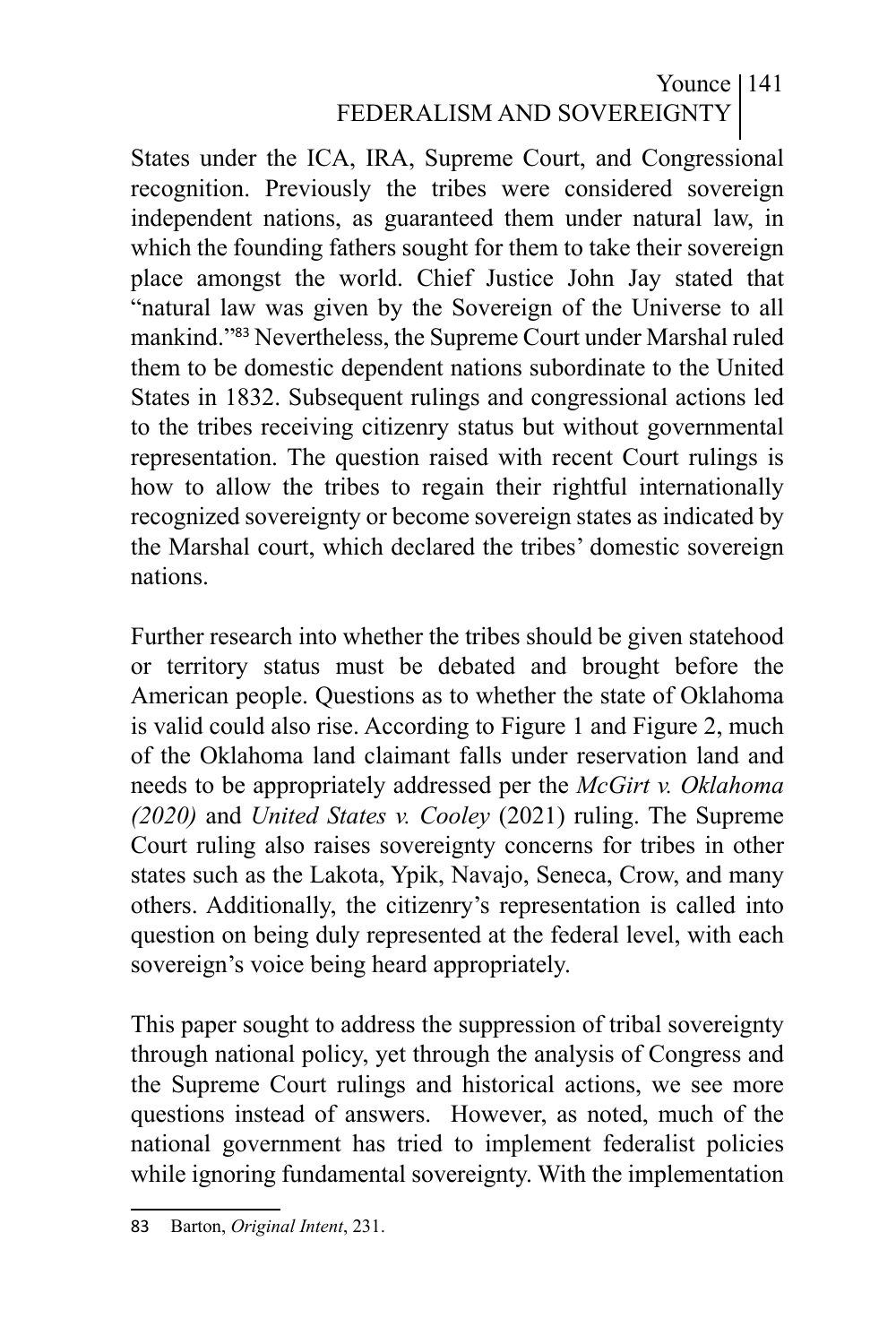States under the ICA, IRA, Supreme Court, and Congressional recognition. Previously the tribes were considered sovereign independent nations, as guaranteed them under natural law, in which the founding fathers sought for them to take their sovereign place amongst the world. Chief Justice John Jay stated that "natural law was given by the Sovereign of the Universe to all mankind."[83] Nevertheless, the Supreme Court under Marshal ruled them to be domestic dependent nations subordinate to the United States in 1832. Subsequent rulings and congressional actions led to the tribes receiving citizenry status but without governmental representation. The question raised with recent Court rulings is how to allow the tribes to regain their rightful internationally recognized sovereignty or become sovereign states as indicated by the Marshal court, which declared the tribes' domestic sovereign nations.

Further research into whether the tribes should be given statehood or territory status must be debated and brought before the American people. Questions as to whether the state of Oklahoma is valid could also rise. According to Figure 1 and Figure 2, much of the Oklahoma land claimant falls under reservation land and needs to be appropriately addressed per the *McGirt v. Oklahoma (2020)* and *United States v. Cooley* (2021) ruling. The Supreme Court ruling also raises sovereignty concerns for tribes in other states such as the Lakota, Ypik, Navajo, Seneca, Crow, and many others. Additionally, the citizenry's representation is called into question on being duly represented at the federal level, with each sovereign's voice being heard appropriately.

This paper sought to address the suppression of tribal sovereignty through national policy, yet through the analysis of Congress and the Supreme Court rulings and historical actions, we see more questions instead of answers. However, as noted, much of the national government has tried to implement federalist policies while ignoring fundamental sovereignty. With the implementation

83 Barton, *Original Intent*, 231.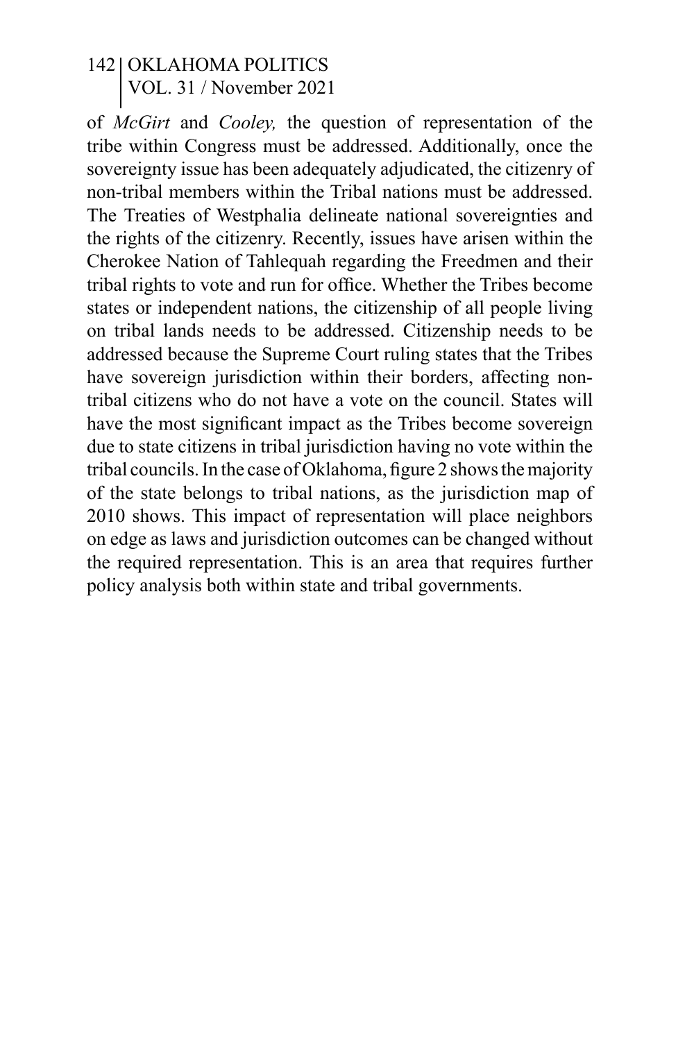of *McGirt* and *Cooley,* the question of representation of the tribe within Congress must be addressed. Additionally, once the sovereignty issue has been adequately adjudicated, the citizenry of non-tribal members within the Tribal nations must be addressed. The Treaties of Westphalia delineate national sovereignties and the rights of the citizenry. Recently, issues have arisen within the Cherokee Nation of Tahlequah regarding the Freedmen and their tribal rights to vote and run for office. Whether the Tribes become states or independent nations, the citizenship of all people living on tribal lands needs to be addressed. Citizenship needs to be addressed because the Supreme Court ruling states that the Tribes have sovereign jurisdiction within their borders, affecting non-tribal citizens who do not have a vote on the council. States will have the most significant impact as the Tribes become sovereign due to state citizens in tribal jurisdiction having no vote within the tribal councils. In the case of Oklahoma, figure 2 shows the majority of the state belongs to tribal nations, as the jurisdiction map of 2010 shows. This impact of representation will place neighbors on edge as laws and jurisdiction outcomes can be changed without the required representation. This is an area that requires further policy analysis both within state and tribal governments.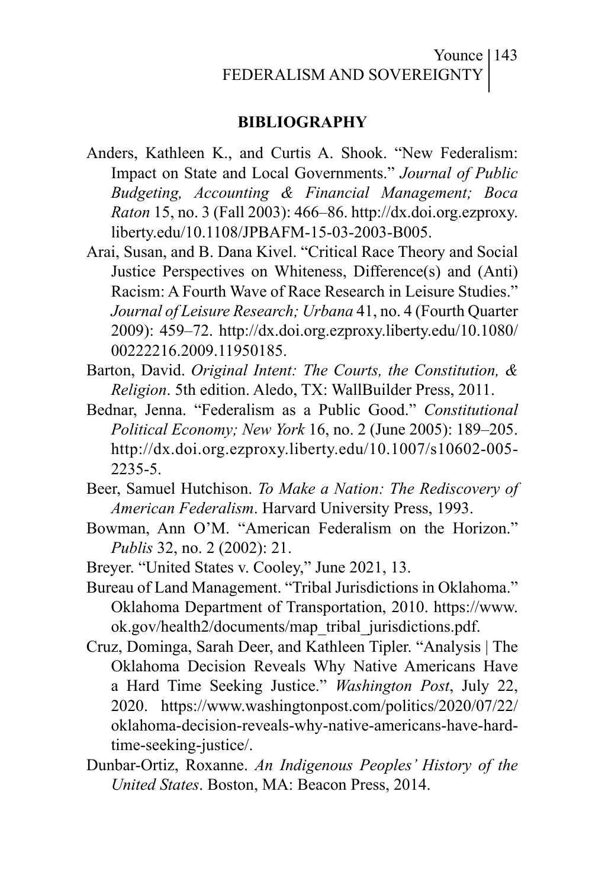## BIBLIOGRAPHY

Anders, Kathleen K., and Curtis A. Shook. "New Federalism: Impact on State and Local Governments." *Journal of Public Budgeting, Accounting & Financial Management; Boca Raton* 15, no. 3 (Fall 2003): 466–86. http://dx.doi.org.ezproxy.liberty.edu/10.1108/JPBAFM-15-03-2003-B005.

Arai, Susan, and B. Dana Kivel. "Critical Race Theory and Social Justice Perspectives on Whiteness, Difference(s) and (Anti) Racism: A Fourth Wave of Race Research in Leisure Studies." *Journal of Leisure Research; Urbana* 41, no. 4 (Fourth Quarter 2009): 459–72. http://dx.doi.org.ezproxy.liberty.edu/10.1080/00222216.2009.11950185.

Barton, David. *Original Intent: The Courts, the Constitution, & Religion*. 5th edition. Aledo, TX: WallBuilder Press, 2011.

Bednar, Jenna. "Federalism as a Public Good." *Constitutional Political Economy; New York* 16, no. 2 (June 2005): 189–205. http://dx.doi.org.ezproxy.liberty.edu/10.1007/s10602-005-2235-5.

Beer, Samuel Hutchison. *To Make a Nation: The Rediscovery of American Federalism*. Harvard University Press, 1993.

Bowman, Ann O'M. "American Federalism on the Horizon." *Publis* 32, no. 2 (2002): 21.

Breyer. "United States v. Cooley," June 2021, 13.

Bureau of Land Management. "Tribal Jurisdictions in Oklahoma." Oklahoma Department of Transportation, 2010. https://www.ok.gov/health2/documents/map_tribal_jurisdictions.pdf.

Cruz, Dominga, Sarah Deer, and Kathleen Tipler. "Analysis | The Oklahoma Decision Reveals Why Native Americans Have a Hard Time Seeking Justice." *Washington Post*, July 22, 2020. https://www.washingtonpost.com/politics/2020/07/22/oklahoma-decision-reveals-why-native-americans-have-hard-time-seeking-justice/.

Dunbar-Ortiz, Roxanne. *An Indigenous Peoples' History of the United States*. Boston, MA: Beacon Press, 2014.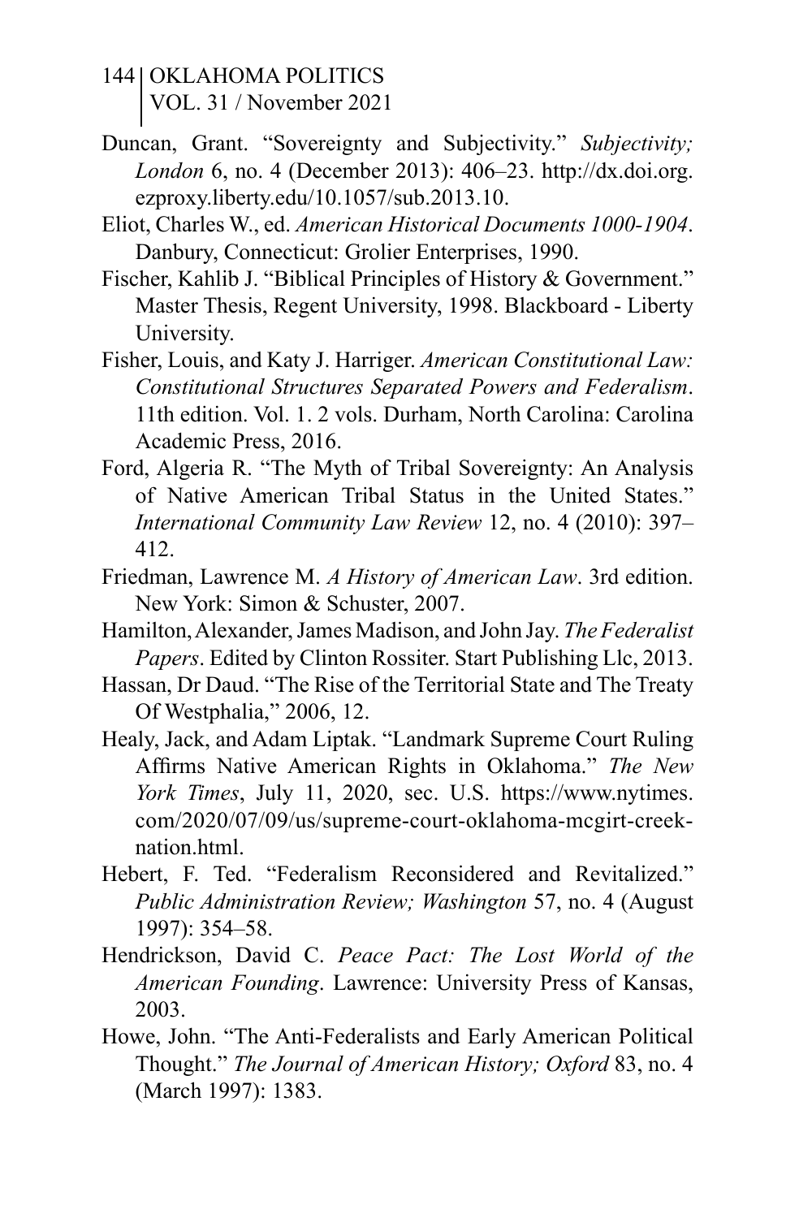Duncan, Grant. "Sovereignty and Subjectivity." *Subjectivity; London* 6, no. 4 (December 2013): 406–23. http://dx.doi.org.ezproxy.liberty.edu/10.1057/sub.2013.10.

Eliot, Charles W., ed. *American Historical Documents 1000-1904*. Danbury, Connecticut: Grolier Enterprises, 1990.

Fischer, Kahlib J. "Biblical Principles of History & Government." Master Thesis, Regent University, 1998. Blackboard - Liberty University.

Fisher, Louis, and Katy J. Harriger. *American Constitutional Law: Constitutional Structures Separated Powers and Federalism*. 11th edition. Vol. 1. 2 vols. Durham, North Carolina: Carolina Academic Press, 2016.

Ford, Algeria R. "The Myth of Tribal Sovereignty: An Analysis of Native American Tribal Status in the United States." *International Community Law Review* 12, no. 4 (2010): 397–412.

Friedman, Lawrence M. *A History of American Law*. 3rd edition. New York: Simon & Schuster, 2007.

Hamilton, Alexander, James Madison, and John Jay. *The Federalist Papers*. Edited by Clinton Rossiter. Start Publishing Llc, 2013.

Hassan, Dr Daud. "The Rise of the Territorial State and The Treaty Of Westphalia," 2006, 12.

Healy, Jack, and Adam Liptak. "Landmark Supreme Court Ruling Affirms Native American Rights in Oklahoma." *The New York Times*, July 11, 2020, sec. U.S. https://www.nytimes.com/2020/07/09/us/supreme-court-oklahoma-mcgirt-creek-nation.html.

Hebert, F. Ted. "Federalism Reconsidered and Revitalized." *Public Administration Review; Washington* 57, no. 4 (August 1997): 354–58.

Hendrickson, David C. *Peace Pact: The Lost World of the American Founding*. Lawrence: University Press of Kansas, 2003.

Howe, John. "The Anti-Federalists and Early American Political Thought." *The Journal of American History; Oxford* 83, no. 4 (March 1997): 1383.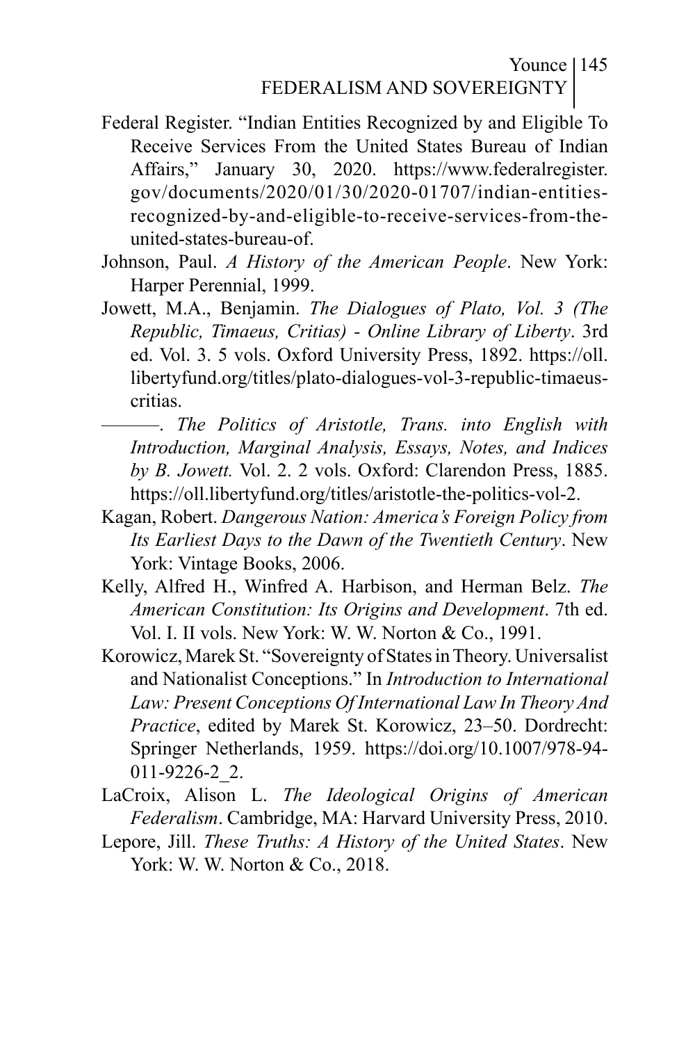Federal Register. "Indian Entities Recognized by and Eligible To Receive Services From the United States Bureau of Indian Affairs," January 30, 2020. https://www.federalregister.gov/documents/2020/01/30/2020-01707/indian-entities-recognized-by-and-eligible-to-receive-services-from-the-united-states-bureau-of.

Johnson, Paul. *A History of the American People*. New York: Harper Perennial, 1999.

Jowett, M.A., Benjamin. *The Dialogues of Plato, Vol. 3 (The Republic, Timaeus, Critias) - Online Library of Liberty*. 3rd ed. Vol. 3. 5 vols. Oxford University Press, 1892. https://oll.libertyfund.org/titles/plato-dialogues-vol-3-republic-timaeus-critias.

———. *The Politics of Aristotle, Trans. into English with Introduction, Marginal Analysis, Essays, Notes, and Indices by B. Jowett.* Vol. 2. 2 vols. Oxford: Clarendon Press, 1885. https://oll.libertyfund.org/titles/aristotle-the-politics-vol-2.

Kagan, Robert. *Dangerous Nation: America's Foreign Policy from Its Earliest Days to the Dawn of the Twentieth Century*. New York: Vintage Books, 2006.

Kelly, Alfred H., Winfred A. Harbison, and Herman Belz. *The American Constitution: Its Origins and Development*. 7th ed. Vol. I. II vols. New York: W. W. Norton & Co., 1991.

Korowicz, Marek St. "Sovereignty of States in Theory. Universalist and Nationalist Conceptions." In *Introduction to International Law: Present Conceptions Of International Law In Theory And Practice*, edited by Marek St. Korowicz, 23–50. Dordrecht: Springer Netherlands, 1959. https://doi.org/10.1007/978-94-011-9226-2_2.

LaCroix, Alison L. *The Ideological Origins of American Federalism*. Cambridge, MA: Harvard University Press, 2010.

Lepore, Jill. *These Truths: A History of the United States*. New York: W. W. Norton & Co., 2018.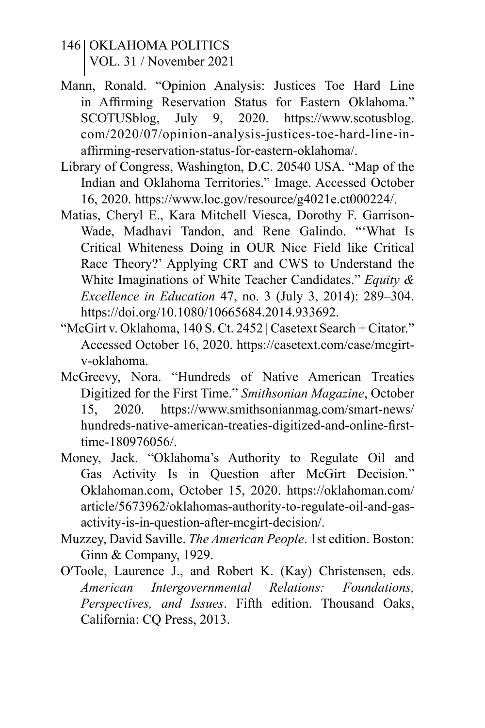Mann, Ronald. "Opinion Analysis: Justices Toe Hard Line in Affirming Reservation Status for Eastern Oklahoma." SCOTUSblog, July 9, 2020. https://www.scotusblog.com/2020/07/opinion-analysis-justices-toe-hard-line-in-affirming-reservation-status-for-eastern-oklahoma/.

Library of Congress, Washington, D.C. 20540 USA. "Map of the Indian and Oklahoma Territories." Image. Accessed October 16, 2020. https://www.loc.gov/resource/g4021e.ct000224/.

Matias, Cheryl E., Kara Mitchell Viesca, Dorothy F. Garrison-Wade, Madhavi Tandon, and Rene Galindo. "'What Is Critical Whiteness Doing in OUR Nice Field like Critical Race Theory?' Applying CRT and CWS to Understand the White Imaginations of White Teacher Candidates." *Equity & Excellence in Education* 47, no. 3 (July 3, 2014): 289–304. https://doi.org/10.1080/10665684.2014.933692.

"McGirt v. Oklahoma, 140 S. Ct. 2452 | Casetext Search + Citator." Accessed October 16, 2020. https://casetext.com/case/mcgirt-v-oklahoma.

McGreevy, Nora. "Hundreds of Native American Treaties Digitized for the First Time." *Smithsonian Magazine*, October 15, 2020. https://www.smithsonianmag.com/smart-news/hundreds-native-american-treaties-digitized-and-online-first-time-180976056/.

Money, Jack. "Oklahoma's Authority to Regulate Oil and Gas Activity Is in Question after McGirt Decision." Oklahoman.com, October 15, 2020. https://oklahoman.com/article/5673962/oklahomas-authority-to-regulate-oil-and-gas-activity-is-in-question-after-mcgirt-decision/.

Muzzey, David Saville. *The American People*. 1st edition. Boston: Ginn & Company, 1929.

O′Toole, Laurence J., and Robert K. (Kay) Christensen, eds. *American Intergovernmental Relations: Foundations, Perspectives, and Issues*. Fifth edition. Thousand Oaks, California: CQ Press, 2013.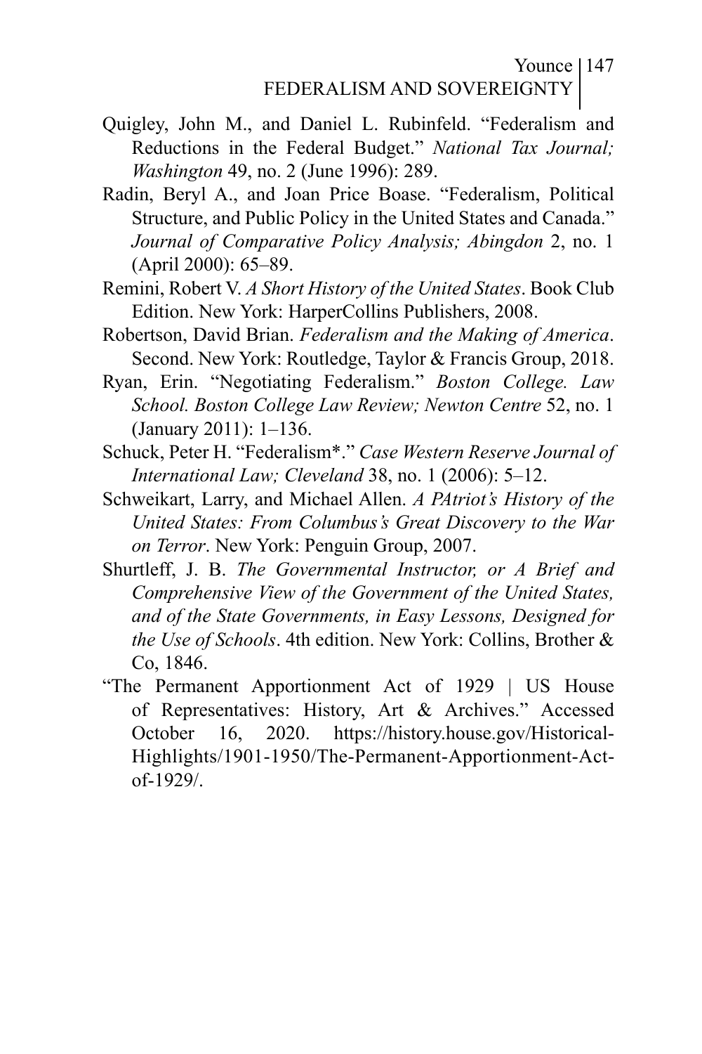Quigley, John M., and Daniel L. Rubinfeld. "Federalism and Reductions in the Federal Budget." *National Tax Journal; Washington* 49, no. 2 (June 1996): 289.

Radin, Beryl A., and Joan Price Boase. "Federalism, Political Structure, and Public Policy in the United States and Canada." *Journal of Comparative Policy Analysis; Abingdon* 2, no. 1 (April 2000): 65–89.

Remini, Robert V. *A Short History of the United States*. Book Club Edition. New York: HarperCollins Publishers, 2008.

Robertson, David Brian. *Federalism and the Making of America*. Second. New York: Routledge, Taylor & Francis Group, 2018.

Ryan, Erin. "Negotiating Federalism." *Boston College. Law School. Boston College Law Review; Newton Centre* 52, no. 1 (January 2011): 1–136.

Schuck, Peter H. "Federalism*." *Case Western Reserve Journal of International Law; Cleveland* 38, no. 1 (2006): 5–12.

Schweikart, Larry, and Michael Allen. *A PAtriot's History of the United States: From Columbus's Great Discovery to the War on Terror*. New York: Penguin Group, 2007.

Shurtleff, J. B. *The Governmental Instructor, or A Brief and Comprehensive View of the Government of the United States, and of the State Governments, in Easy Lessons, Designed for the Use of Schools*. 4th edition. New York: Collins, Brother & Co, 1846.

"The Permanent Apportionment Act of 1929 | US House of Representatives: History, Art & Archives." Accessed October 16, 2020. https://history.house.gov/Historical-Highlights/1901-1950/The-Permanent-Apportionment-Act-of-1929/.